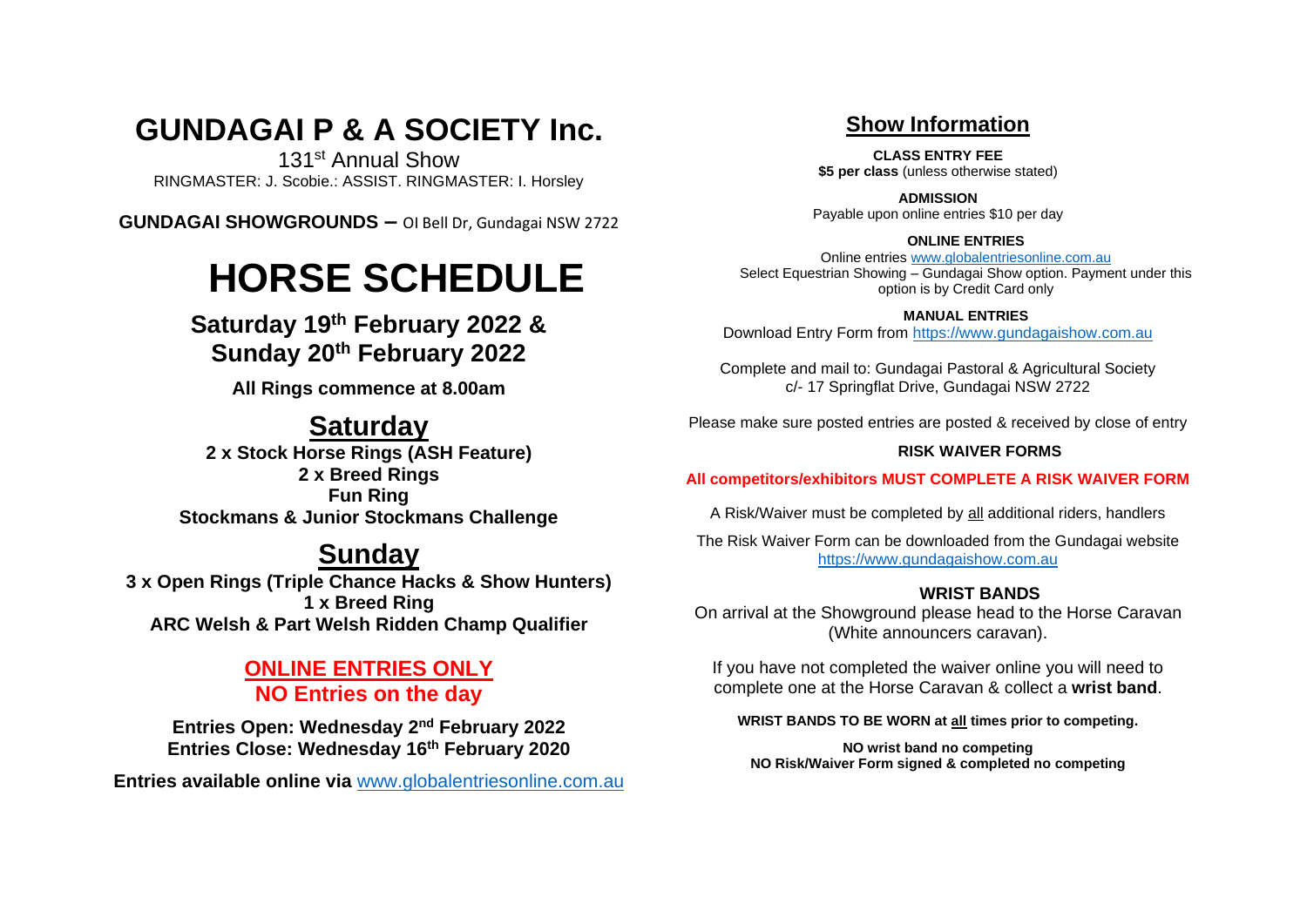# GUNDAGAI P & A SOCIETY Inc.

131st Annual Show

RINGMASTER: J. Scobie.: ASSIST. RINGMASTER: I. Horsley

**GUNDAGAI SHOWGROUNDS –** OI Bell Dr, Gundagai NSW 2722

# HORSE SCHEDULE

## Saturday 19th February 2022 & Sunday 20th February 2022

**All Rings commence at 8.00am**

## Saturday

**2 x Stock Horse Rings (ASH Feature)**
**2 x Breed Rings**
**Fun Ring**
**Stockmans & Junior Stockmans Challenge**

## Sunday

**3 x Open Rings (Triple Chance Hacks & Show Hunters)**
**1 x Breed Ring**
**ARC Welsh & Part Welsh Ridden Champ Qualifier**

**ONLINE ENTRIES ONLY**
**NO Entries on the day**

**Entries Open: Wednesday 2nd February 2022**
**Entries Close: Wednesday 16th February 2020**

**Entries available online via** www.globalentriesonline.com.au

## Show Information

**CLASS ENTRY FEE**
**$5 per class** (unless otherwise stated)

**ADMISSION**
Payable upon online entries $10 per day

**ONLINE ENTRIES**
Online entries www.globalentriesonline.com.au
Select Equestrian Showing – Gundagai Show option. Payment under this option is by Credit Card only

**MANUAL ENTRIES**
Download Entry Form from https://www.gundagaishow.com.au

Complete and mail to: Gundagai Pastoral & Agricultural Society c/- 17 Springflat Drive, Gundagai NSW 2722

Please make sure posted entries are posted & received by close of entry

**RISK WAIVER FORMS**

**All competitors/exhibitors MUST COMPLETE A RISK WAIVER FORM**

A Risk/Waiver must be completed by all additional riders, handlers

The Risk Waiver Form can be downloaded from the Gundagai website https://www.gundagaishow.com.au

**WRIST BANDS**

On arrival at the Showground please head to the Horse Caravan (White announcers caravan).

If you have not completed the waiver online you will need to complete one at the Horse Caravan & collect a **wrist band**.

**WRIST BANDS TO BE WORN at all times prior to competing.**

**NO wrist band no competing**
**NO Risk/Waiver Form signed & completed no competing**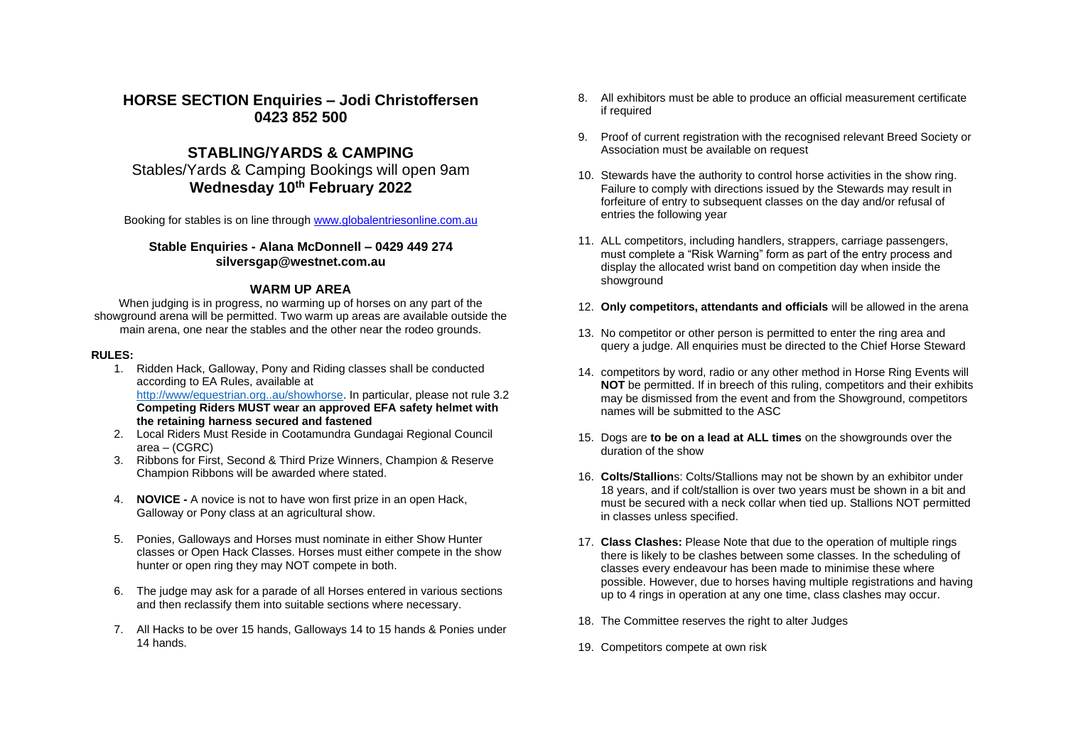## HORSE SECTION Enquiries – Jodi Christoffersen 0423 852 500

## STABLING/YARDS & CAMPING

Stables/Yards & Camping Bookings will open 9am **Wednesday 10th February 2022**

Booking for stables is on line through www.globalentriesonline.com.au

**Stable Enquiries - Alana McDonnell – 0429 449 274**
**silversgap@westnet.com.au**

### WARM UP AREA

When judging is in progress, no warming up of horses on any part of the showground arena will be permitted. Two warm up areas are available outside the main arena, one near the stables and the other near the rodeo grounds.

**RULES:**

1. Ridden Hack, Galloway, Pony and Riding classes shall be conducted according to EA Rules, available at http://www/equestrian.org..au/showhorse. In particular, please not rule 3.2 **Competing Riders MUST wear an approved EFA safety helmet with the retaining harness secured and fastened**
2. Local Riders Must Reside in Cootamundra Gundagai Regional Council area – (CGRC)
3. Ribbons for First, Second & Third Prize Winners, Champion & Reserve Champion Ribbons will be awarded where stated.
4. **NOVICE -** A novice is not to have won first prize in an open Hack, Galloway or Pony class at an agricultural show.
5. Ponies, Galloways and Horses must nominate in either Show Hunter classes or Open Hack Classes. Horses must either compete in the show hunter or open ring they may NOT compete in both.
6. The judge may ask for a parade of all Horses entered in various sections and then reclassify them into suitable sections where necessary.
7. All Hacks to be over 15 hands, Galloways 14 to 15 hands & Ponies under 14 hands.
8. All exhibitors must be able to produce an official measurement certificate if required
9. Proof of current registration with the recognised relevant Breed Society or Association must be available on request
10. Stewards have the authority to control horse activities in the show ring. Failure to comply with directions issued by the Stewards may result in forfeiture of entry to subsequent classes on the day and/or refusal of entries the following year
11. ALL competitors, including handlers, strappers, carriage passengers, must complete a "Risk Warning" form as part of the entry process and display the allocated wrist band on competition day when inside the showground
12. **Only competitors, attendants and officials** will be allowed in the arena
13. No competitor or other person is permitted to enter the ring area and query a judge. All enquiries must be directed to the Chief Horse Steward
14. competitors by word, radio or any other method in Horse Ring Events will **NOT** be permitted. If in breech of this ruling, competitors and their exhibits may be dismissed from the event and from the Showground, competitors names will be submitted to the ASC
15. Dogs are **to be on a lead at ALL times** on the showgrounds over the duration of the show
16. **Colts/Stallion**s: Colts/Stallions may not be shown by an exhibitor under 18 years, and if colt/stallion is over two years must be shown in a bit and must be secured with a neck collar when tied up. Stallions NOT permitted in classes unless specified.
17. **Class Clashes:** Please Note that due to the operation of multiple rings there is likely to be clashes between some classes. In the scheduling of classes every endeavour has been made to minimise these where possible. However, due to horses having multiple registrations and having up to 4 rings in operation at any one time, class clashes may occur.
18. The Committee reserves the right to alter Judges
19. Competitors compete at own risk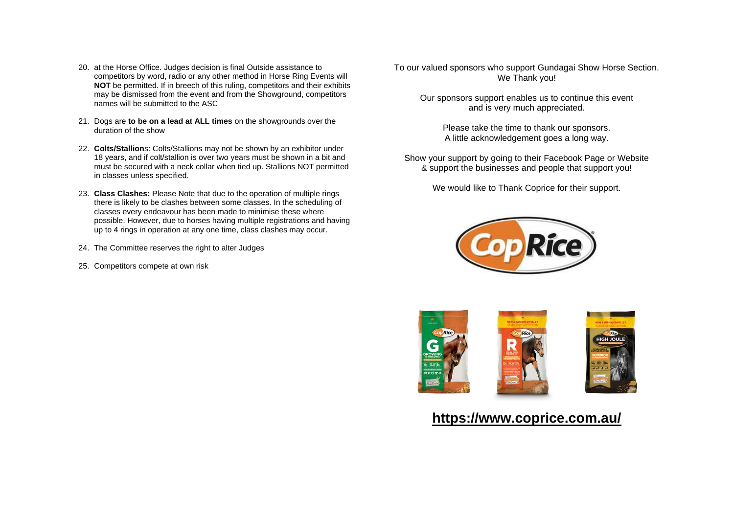20. at the Horse Office. Judges decision is final Outside assistance to competitors by word, radio or any other method in Horse Ring Events will **NOT** be permitted. If in breech of this ruling, competitors and their exhibits may be dismissed from the event and from the Showground, competitors names will be submitted to the ASC
21. Dogs are **to be on a lead at ALL times** on the showgrounds over the duration of the show
22. **Colts/Stallion**s: Colts/Stallions may not be shown by an exhibitor under 18 years, and if colt/stallion is over two years must be shown in a bit and must be secured with a neck collar when tied up. Stallions NOT permitted in classes unless specified.
23. **Class Clashes:** Please Note that due to the operation of multiple rings there is likely to be clashes between some classes. In the scheduling of classes every endeavour has been made to minimise these where possible. However, due to horses having multiple registrations and having up to 4 rings in operation at any one time, class clashes may occur.
24. The Committee reserves the right to alter Judges
25. Competitors compete at own risk

To our valued sponsors who support Gundagai Show Horse Section.
We Thank you!

Our sponsors support enables us to continue this event and is very much appreciated.

Please take the time to thank our sponsors.
A little acknowledgement goes a long way.

Show your support by going to their Facebook Page or Website & support the businesses and people that support you!

We would like to Thank Coprice for their support.

**https://www.coprice.com.au/**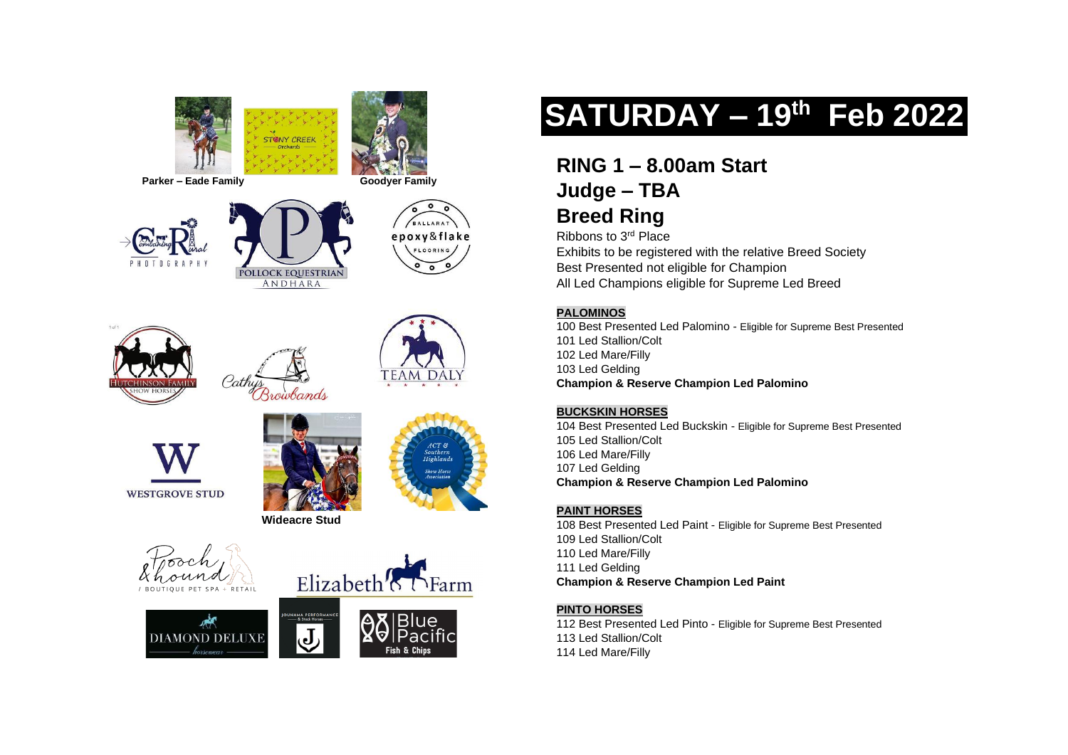Parker – Eade Family

Goodyer Family

Wideacre Stud

# SATURDAY – 19th Feb 2022

## RING 1 – 8.00am Start

## Judge – TBA

## Breed Ring

Ribbons to 3rd Place
Exhibits to be registered with the relative Breed Society
Best Presented not eligible for Champion
All Led Champions eligible for Supreme Led Breed

**PALOMINOS**

100 Best Presented Led Palomino - Eligible for Supreme Best Presented
101 Led Stallion/Colt
102 Led Mare/Filly
103 Led Gelding
**Champion & Reserve Champion Led Palomino**

**BUCKSKIN HORSES**

104 Best Presented Led Buckskin - Eligible for Supreme Best Presented
105 Led Stallion/Colt
106 Led Mare/Filly
107 Led Gelding
**Champion & Reserve Champion Led Palomino**

**PAINT HORSES**

108 Best Presented Led Paint - Eligible for Supreme Best Presented
109 Led Stallion/Colt
110 Led Mare/Filly
111 Led Gelding
**Champion & Reserve Champion Led Paint**

**PINTO HORSES**

112 Best Presented Led Pinto - Eligible for Supreme Best Presented
113 Led Stallion/Colt
114 Led Mare/Filly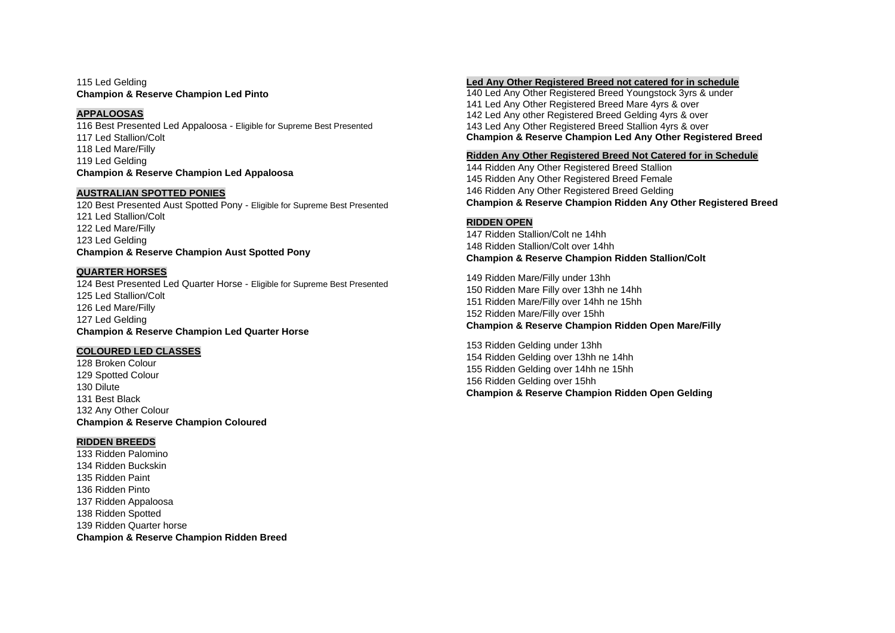115 Led Gelding
**Champion & Reserve Champion Led Pinto**

## APPALOOSAS

116 Best Presented Led Appaloosa - Eligible for Supreme Best Presented
117 Led Stallion/Colt
118 Led Mare/Filly
119 Led Gelding
**Champion & Reserve Champion Led Appaloosa**

## AUSTRALIAN SPOTTED PONIES

120 Best Presented Aust Spotted Pony - Eligible for Supreme Best Presented
121 Led Stallion/Colt
122 Led Mare/Filly
123 Led Gelding
**Champion & Reserve Champion Aust Spotted Pony**

## QUARTER HORSES

124 Best Presented Led Quarter Horse - Eligible for Supreme Best Presented
125 Led Stallion/Colt
126 Led Mare/Filly
127 Led Gelding
**Champion & Reserve Champion Led Quarter Horse**

## COLOURED LED CLASSES

128 Broken Colour
129 Spotted Colour
130 Dilute
131 Best Black
132 Any Other Colour
**Champion & Reserve Champion Coloured**

## RIDDEN BREEDS

133 Ridden Palomino
134 Ridden Buckskin
135 Ridden Paint
136 Ridden Pinto
137 Ridden Appaloosa
138 Ridden Spotted
139 Ridden Quarter horse
**Champion & Reserve Champion Ridden Breed**

## Led Any Other Registered Breed not catered for in schedule

140 Led Any Other Registered Breed Youngstock 3yrs & under
141 Led Any Other Registered Breed Mare 4yrs & over
142 Led Any other Registered Breed Gelding 4yrs & over
143 Led Any Other Registered Breed Stallion 4yrs & over
**Champion & Reserve Champion Led Any Other Registered Breed**

## Ridden Any Other Registered Breed Not Catered for in Schedule

144 Ridden Any Other Registered Breed Stallion
145 Ridden Any Other Registered Breed Female
146 Ridden Any Other Registered Breed Gelding
**Champion & Reserve Champion Ridden Any Other Registered Breed**

## RIDDEN OPEN

147 Ridden Stallion/Colt ne 14hh
148 Ridden Stallion/Colt over 14hh
**Champion & Reserve Champion Ridden Stallion/Colt**

149 Ridden Mare/Filly under 13hh
150 Ridden Mare Filly over 13hh ne 14hh
151 Ridden Mare/Filly over 14hh ne 15hh
152 Ridden Mare/Filly over 15hh
**Champion & Reserve Champion Ridden Open Mare/Filly**

153 Ridden Gelding under 13hh
154 Ridden Gelding over 13hh ne 14hh
155 Ridden Gelding over 14hh ne 15hh
156 Ridden Gelding over 15hh
**Champion & Reserve Champion Ridden Open Gelding**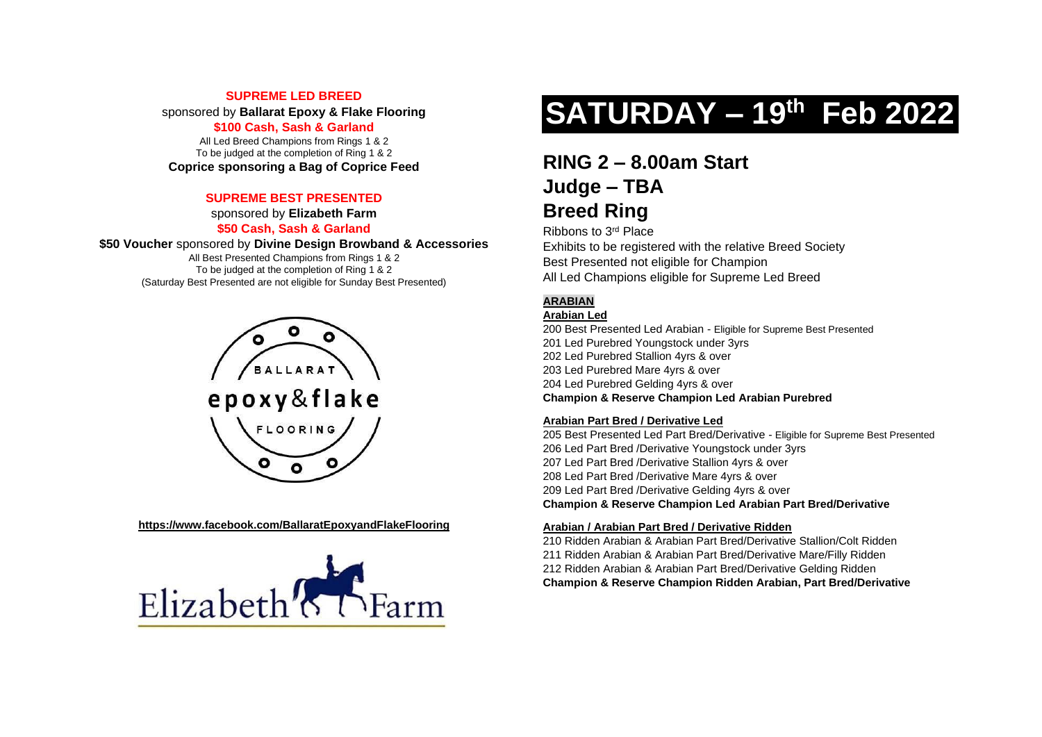**SUPREME LED BREED**

sponsored by **Ballarat Epoxy & Flake Flooring**

**$100 Cash, Sash & Garland**

All Led Breed Champions from Rings 1 & 2
To be judged at the completion of Ring 1 & 2

**Coprice sponsoring a Bag of Coprice Feed**

**SUPREME BEST PRESENTED**

sponsored by **Elizabeth Farm**

**$50 Cash, Sash & Garland**

**$50 Voucher** sponsored by **Divine Design Browband & Accessories**

All Best Presented Champions from Rings 1 & 2
To be judged at the completion of Ring 1 & 2
(Saturday Best Presented are not eligible for Sunday Best Presented)

BALLARAT epoxy&flake FLOORING

https://www.facebook.com/BallaratEpoxyandFlakeFlooring

Elizabeth Farm

# SATURDAY – 19th Feb 2022

## RING 2 – 8.00am Start
## Judge – TBA
## Breed Ring

Ribbons to 3rd Place
Exhibits to be registered with the relative Breed Society
Best Presented not eligible for Champion
All Led Champions eligible for Supreme Led Breed

**ARABIAN**

**Arabian Led**

200 Best Presented Led Arabian - Eligible for Supreme Best Presented
201 Led Purebred Youngstock under 3yrs
202 Led Purebred Stallion 4yrs & over
203 Led Purebred Mare 4yrs & over
204 Led Purebred Gelding 4yrs & over
**Champion & Reserve Champion Led Arabian Purebred**

**Arabian Part Bred / Derivative Led**

205 Best Presented Led Part Bred/Derivative - Eligible for Supreme Best Presented
206 Led Part Bred /Derivative Youngstock under 3yrs
207 Led Part Bred /Derivative Stallion 4yrs & over
208 Led Part Bred /Derivative Mare 4yrs & over
209 Led Part Bred /Derivative Gelding 4yrs & over
**Champion & Reserve Champion Led Arabian Part Bred/Derivative**

**Arabian / Arabian Part Bred / Derivative Ridden**

210 Ridden Arabian & Arabian Part Bred/Derivative Stallion/Colt Ridden
211 Ridden Arabian & Arabian Part Bred/Derivative Mare/Filly Ridden
212 Ridden Arabian & Arabian Part Bred/Derivative Gelding Ridden
**Champion & Reserve Champion Ridden Arabian, Part Bred/Derivative**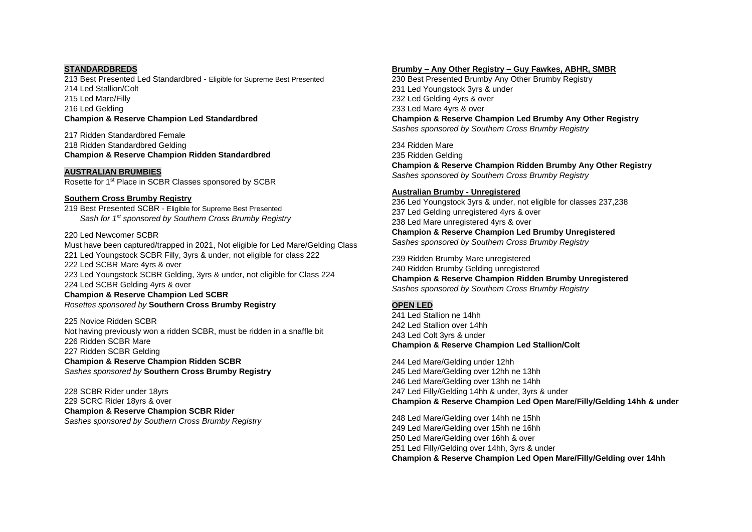## STANDARDBREDS

213 Best Presented Led Standardbred - Eligible for Supreme Best Presented
214 Led Stallion/Colt
215 Led Mare/Filly
216 Led Gelding
**Champion & Reserve Champion Led Standardbred**

217 Ridden Standardbred Female
218 Ridden Standardbred Gelding
**Champion & Reserve Champion Ridden Standardbred**

## AUSTRALIAN BRUMBIES

Rosette for 1st Place in SCBR Classes sponsored by SCBR

### Southern Cross Brumby Registry

219 Best Presented SCBR - Eligible for Supreme Best Presented
*Sash for 1st sponsored by Southern Cross Brumby Registry*

220 Led Newcomer SCBR
Must have been captured/trapped in 2021, Not eligible for Led Mare/Gelding Class
221 Led Youngstock SCBR Filly, 3yrs & under, not eligible for class 222
222 Led SCBR Mare 4yrs & over
223 Led Youngstock SCBR Gelding, 3yrs & under, not eligible for Class 224
224 Led SCBR Gelding 4yrs & over
**Champion & Reserve Champion Led SCBR**
*Rosettes sponsored by* **Southern Cross Brumby Registry**

225 Novice Ridden SCBR
Not having previously won a ridden SCBR, must be ridden in a snaffle bit
226 Ridden SCBR Mare
227 Ridden SCBR Gelding
**Champion & Reserve Champion Ridden SCBR**
*Sashes sponsored by* **Southern Cross Brumby Registry**

228 SCBR Rider under 18yrs
229 SCRC Rider 18yrs & over
**Champion & Reserve Champion SCBR Rider**
*Sashes sponsored by Southern Cross Brumby Registry*

### Brumby – Any Other Registry – Guy Fawkes, ABHR, SMBR

230 Best Presented Brumby Any Other Brumby Registry
231 Led Youngstock 3yrs & under
232 Led Gelding 4yrs & over
233 Led Mare 4yrs & over
**Champion & Reserve Champion Led Brumby Any Other Registry**
*Sashes sponsored by Southern Cross Brumby Registry*

234 Ridden Mare
235 Ridden Gelding
**Champion & Reserve Champion Ridden Brumby Any Other Registry**
*Sashes sponsored by Southern Cross Brumby Registry*

### Australian Brumby - Unregistered

236 Led Youngstock 3yrs & under, not eligible for classes 237,238
237 Led Gelding unregistered 4yrs & over
238 Led Mare unregistered 4yrs & over
**Champion & Reserve Champion Led Brumby Unregistered**
*Sashes sponsored by Southern Cross Brumby Registry*

239 Ridden Brumby Mare unregistered
240 Ridden Brumby Gelding unregistered
**Champion & Reserve Champion Ridden Brumby Unregistered**
*Sashes sponsored by Southern Cross Brumby Registry*

## OPEN LED

241 Led Stallion ne 14hh
242 Led Stallion over 14hh
243 Led Colt 3yrs & under
**Champion & Reserve Champion Led Stallion/Colt**

244 Led Mare/Gelding under 12hh
245 Led Mare/Gelding over 12hh ne 13hh
246 Led Mare/Gelding over 13hh ne 14hh
247 Led Filly/Gelding 14hh & under, 3yrs & under
**Champion & Reserve Champion Led Open Mare/Filly/Gelding 14hh & under**

248 Led Mare/Gelding over 14hh ne 15hh
249 Led Mare/Gelding over 15hh ne 16hh
250 Led Mare/Gelding over 16hh & over
251 Led Filly/Gelding over 14hh, 3yrs & under
**Champion & Reserve Champion Led Open Mare/Filly/Gelding over 14hh**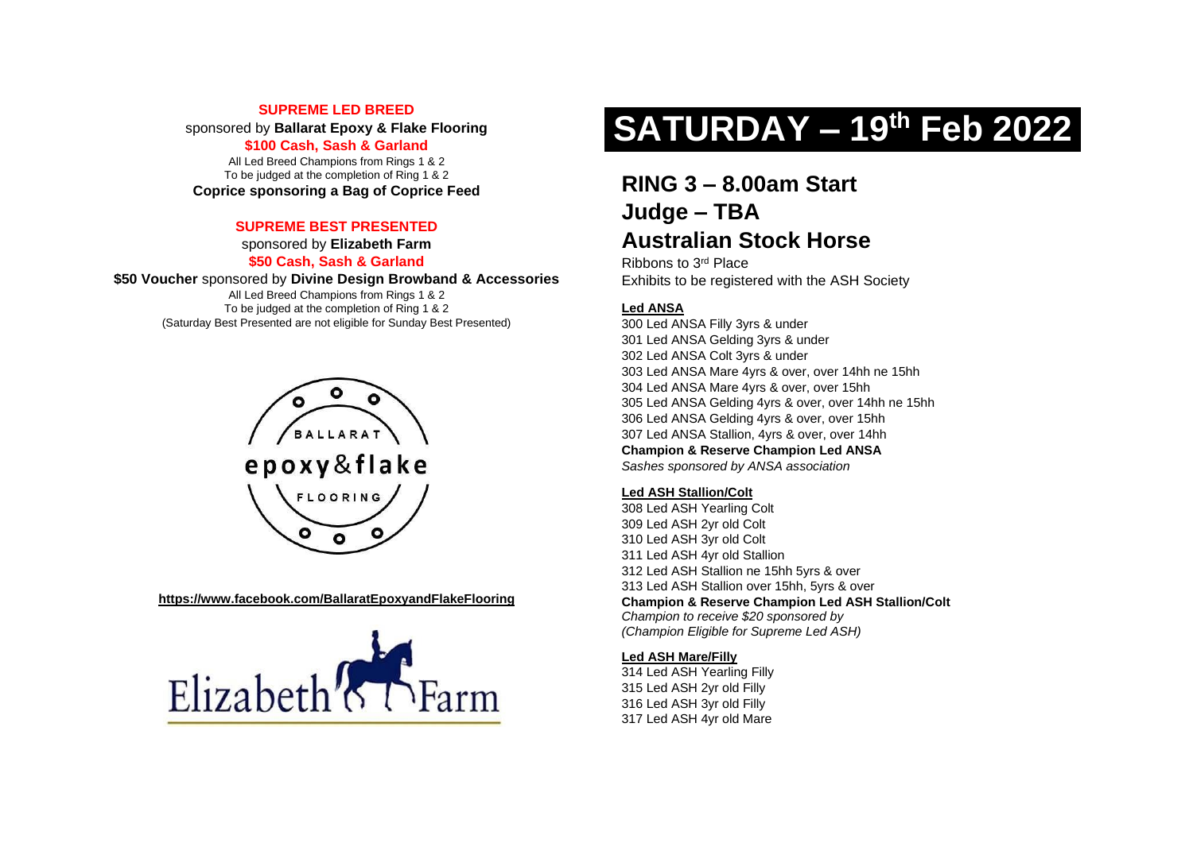**SUPREME LED BREED**

sponsored by **Ballarat Epoxy & Flake Flooring**

**$100 Cash, Sash & Garland**

All Led Breed Champions from Rings 1 & 2
To be judged at the completion of Ring 1 & 2

**Coprice sponsoring a Bag of Coprice Feed**

**SUPREME BEST PRESENTED**

sponsored by **Elizabeth Farm**

**$50 Cash, Sash & Garland**

**$50 Voucher** sponsored by **Divine Design Browband & Accessories**

All Led Breed Champions from Rings 1 & 2
To be judged at the completion of Ring 1 & 2
(Saturday Best Presented are not eligible for Sunday Best Presented)

BALLARAT epoxy&flake FLOORING

**https://www.facebook.com/BallaratEpoxyandFlakeFlooring**

Elizabeth Farm

# SATURDAY – 19th Feb 2022

## RING 3 – 8.00am Start
## Judge – TBA
## Australian Stock Horse

Ribbons to 3rd Place
Exhibits to be registered with the ASH Society

**Led ANSA**

300 Led ANSA Filly 3yrs & under
301 Led ANSA Gelding 3yrs & under
302 Led ANSA Colt 3yrs & under
303 Led ANSA Mare 4yrs & over, over 14hh ne 15hh
304 Led ANSA Mare 4yrs & over, over 15hh
305 Led ANSA Gelding 4yrs & over, over 14hh ne 15hh
306 Led ANSA Gelding 4yrs & over, over 15hh
307 Led ANSA Stallion, 4yrs & over, over 14hh
**Champion & Reserve Champion Led ANSA**
*Sashes sponsored by ANSA association*

**Led ASH Stallion/Colt**

308 Led ASH Yearling Colt
309 Led ASH 2yr old Colt
310 Led ASH 3yr old Colt
311 Led ASH 4yr old Stallion
312 Led ASH Stallion ne 15hh 5yrs & over
313 Led ASH Stallion over 15hh, 5yrs & over
**Champion & Reserve Champion Led ASH Stallion/Colt**
*Champion to receive $20 sponsored by*
*(Champion Eligible for Supreme Led ASH)*

**Led ASH Mare/Filly**

314 Led ASH Yearling Filly
315 Led ASH 2yr old Filly
316 Led ASH 3yr old Filly
317 Led ASH 4yr old Mare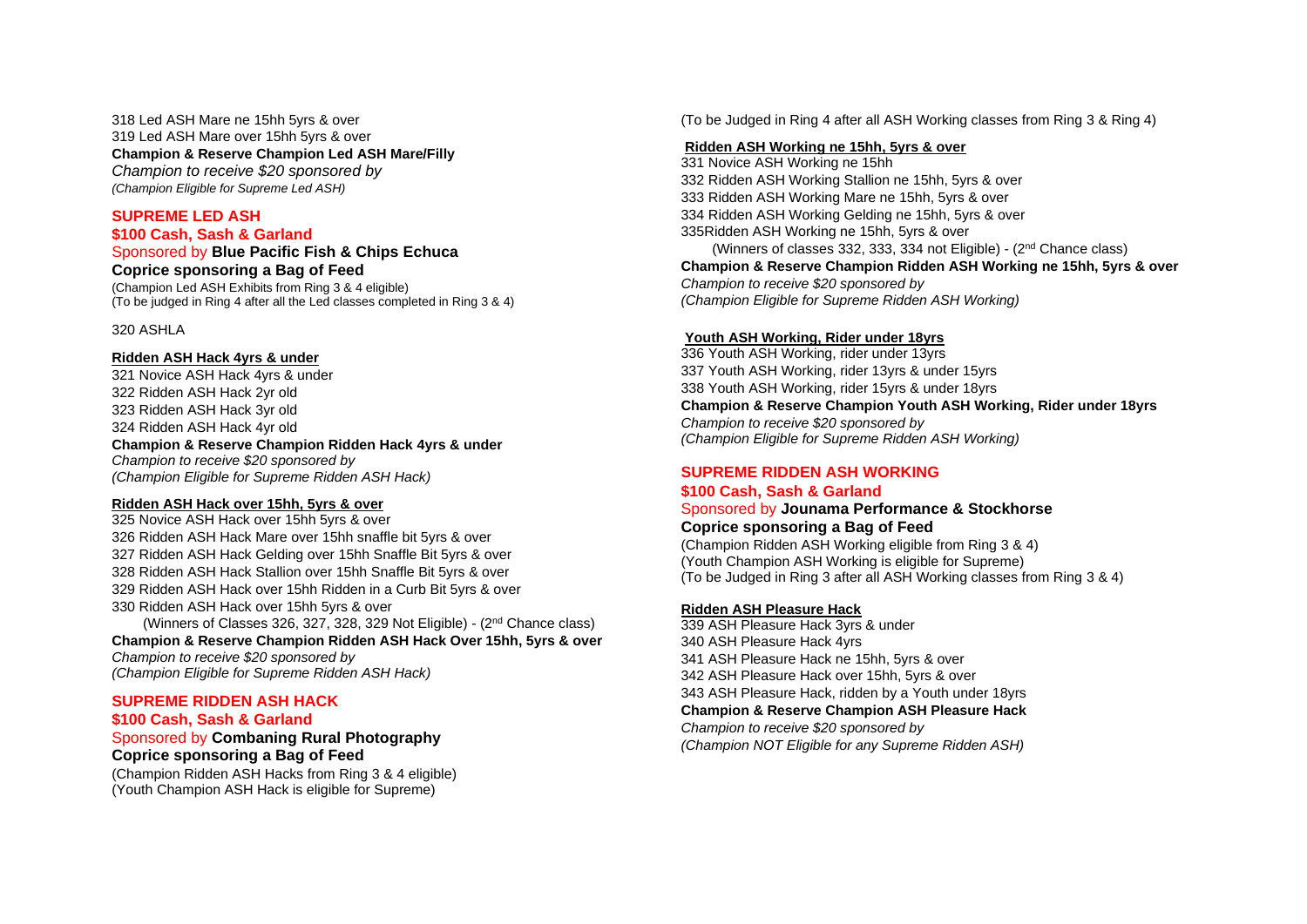318 Led ASH Mare ne 15hh 5yrs & over
319 Led ASH Mare over 15hh 5yrs & over
**Champion & Reserve Champion Led ASH Mare/Filly**
*Champion to receive $20 sponsored by*
*(Champion Eligible for Supreme Led ASH)*

## SUPREME LED ASH

**$100 Cash, Sash & Garland**
Sponsored by **Blue Pacific Fish & Chips Echuca**
**Coprice sponsoring a Bag of Feed**
(Champion Led ASH Exhibits from Ring 3 & 4 eligible)
(To be judged in Ring 4 after all the Led classes completed in Ring 3 & 4)

320 ASHLA

**Ridden ASH Hack 4yrs & under**

321 Novice ASH Hack 4yrs & under
322 Ridden ASH Hack 2yr old
323 Ridden ASH Hack 3yr old
324 Ridden ASH Hack 4yr old
**Champion & Reserve Champion Ridden Hack 4yrs & under**
*Champion to receive $20 sponsored by*
*(Champion Eligible for Supreme Ridden ASH Hack)*

**Ridden ASH Hack over 15hh, 5yrs & over**

325 Novice ASH Hack over 15hh 5yrs & over
326 Ridden ASH Hack Mare over 15hh snaffle bit 5yrs & over
327 Ridden ASH Hack Gelding over 15hh Snaffle Bit 5yrs & over
328 Ridden ASH Hack Stallion over 15hh Snaffle Bit 5yrs & over
329 Ridden ASH Hack over 15hh Ridden in a Curb Bit 5yrs & over
330 Ridden ASH Hack over 15hh 5yrs & over
(Winners of Classes 326, 327, 328, 329 Not Eligible) - (2nd Chance class)
**Champion & Reserve Champion Ridden ASH Hack Over 15hh, 5yrs & over**
*Champion to receive $20 sponsored by*
*(Champion Eligible for Supreme Ridden ASH Hack)*

## SUPREME RIDDEN ASH HACK

**$100 Cash, Sash & Garland**
Sponsored by **Combaning Rural Photography**
**Coprice sponsoring a Bag of Feed**
(Champion Ridden ASH Hacks from Ring 3 & 4 eligible)
(Youth Champion ASH Hack is eligible for Supreme)
(To be Judged in Ring 4 after all ASH Working classes from Ring 3 & Ring 4)

**Ridden ASH Working ne 15hh, 5yrs & over**

331 Novice ASH Working ne 15hh
332 Ridden ASH Working Stallion ne 15hh, 5yrs & over
333 Ridden ASH Working Mare ne 15hh, 5yrs & over
334 Ridden ASH Working Gelding ne 15hh, 5yrs & over
335Ridden ASH Working ne 15hh, 5yrs & over
(Winners of classes 332, 333, 334 not Eligible) - (2nd Chance class)
**Champion & Reserve Champion Ridden ASH Working ne 15hh, 5yrs & over**
*Champion to receive $20 sponsored by*
*(Champion Eligible for Supreme Ridden ASH Working)*

**Youth ASH Working, Rider under 18yrs**

336 Youth ASH Working, rider under 13yrs
337 Youth ASH Working, rider 13yrs & under 15yrs
338 Youth ASH Working, rider 15yrs & under 18yrs
**Champion & Reserve Champion Youth ASH Working, Rider under 18yrs**
*Champion to receive $20 sponsored by*
*(Champion Eligible for Supreme Ridden ASH Working)*

## SUPREME RIDDEN ASH WORKING

**$100 Cash, Sash & Garland**
Sponsored by **Jounama Performance & Stockhorse**
**Coprice sponsoring a Bag of Feed**
(Champion Ridden ASH Working eligible from Ring 3 & 4)
(Youth Champion ASH Working is eligible for Supreme)
(To be Judged in Ring 3 after all ASH Working classes from Ring 3 & 4)

**Ridden ASH Pleasure Hack**

339 ASH Pleasure Hack 3yrs & under
340 ASH Pleasure Hack 4yrs
341 ASH Pleasure Hack ne 15hh, 5yrs & over
342 ASH Pleasure Hack over 15hh, 5yrs & over
343 ASH Pleasure Hack, ridden by a Youth under 18yrs
**Champion & Reserve Champion ASH Pleasure Hack**
*Champion to receive $20 sponsored by*
*(Champion NOT Eligible for any Supreme Ridden ASH)*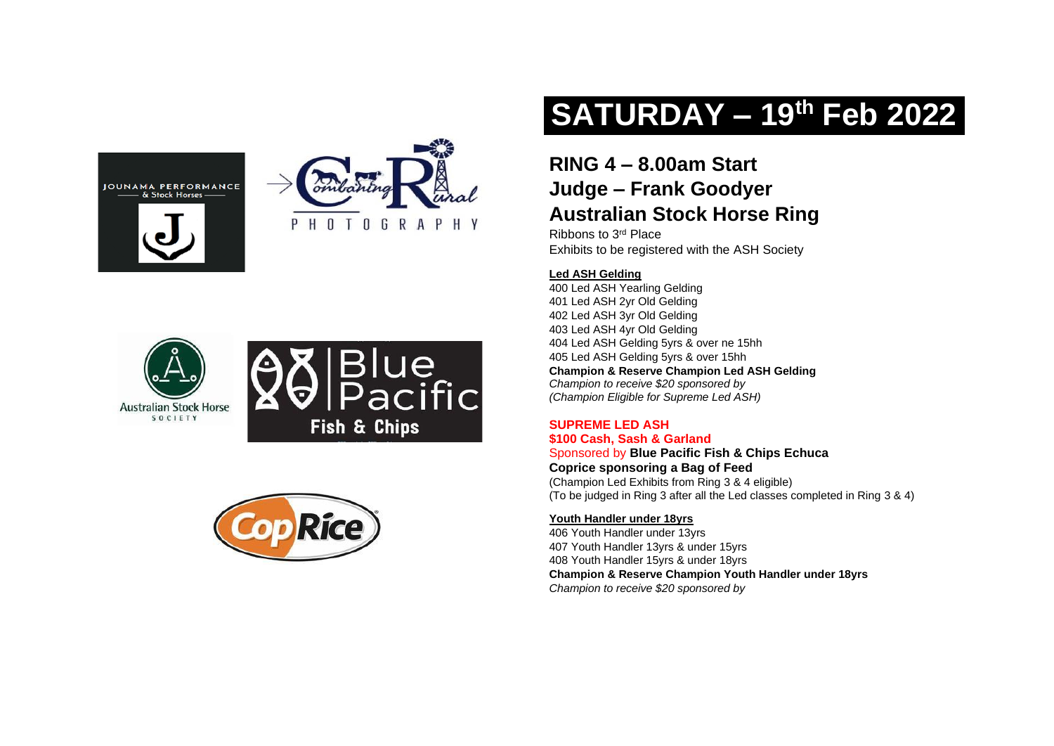# SATURDAY – 19th Feb 2022

## RING 4 – 8.00am Start
## Judge – Frank Goodyer
## Australian Stock Horse Ring

Ribbons to 3rd Place
Exhibits to be registered with the ASH Society

**Led ASH Gelding**

400 Led ASH Yearling Gelding
401 Led ASH 2yr Old Gelding
402 Led ASH 3yr Old Gelding
403 Led ASH 4yr Old Gelding
404 Led ASH Gelding 5yrs & over ne 15hh
405 Led ASH Gelding 5yrs & over 15hh
**Champion & Reserve Champion Led ASH Gelding**
*Champion to receive $20 sponsored by*
*(Champion Eligible for Supreme Led ASH)*

**SUPREME LED ASH**
**$100 Cash, Sash & Garland**
Sponsored by **Blue Pacific Fish & Chips Echuca**
**Coprice sponsoring a Bag of Feed**
(Champion Led Exhibits from Ring 3 & 4 eligible)
(To be judged in Ring 3 after all the Led classes completed in Ring 3 & 4)

**Youth Handler under 18yrs**

406 Youth Handler under 13yrs
407 Youth Handler 13yrs & under 15yrs
408 Youth Handler 15yrs & under 18yrs
**Champion & Reserve Champion Youth Handler under 18yrs**
*Champion to receive $20 sponsored by*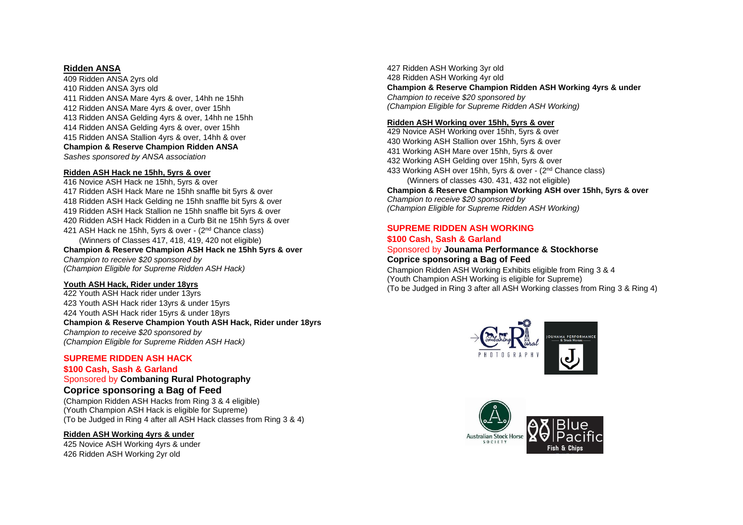## Ridden ANSA

409 Ridden ANSA 2yrs old
410 Ridden ANSA 3yrs old
411 Ridden ANSA Mare 4yrs & over, 14hh ne 15hh
412 Ridden ANSA Mare 4yrs & over, over 15hh
413 Ridden ANSA Gelding 4yrs & over, 14hh ne 15hh
414 Ridden ANSA Gelding 4yrs & over, over 15hh
415 Ridden ANSA Stallion 4yrs & over, 14hh & over

**Champion & Reserve Champion Ridden ANSA**
*Sashes sponsored by ANSA association*

## Ridden ASH Hack ne 15hh, 5yrs & over

416 Novice ASH Hack ne 15hh, 5yrs & over
417 Ridden ASH Hack Mare ne 15hh snaffle bit 5yrs & over
418 Ridden ASH Hack Gelding ne 15hh snaffle bit 5yrs & over
419 Ridden ASH Hack Stallion ne 15hh snaffle bit 5yrs & over
420 Ridden ASH Hack Ridden in a Curb Bit ne 15hh 5yrs & over
421 ASH Hack ne 15hh, 5yrs & over - (2nd Chance class)
(Winners of Classes 417, 418, 419, 420 not eligible)

**Champion & Reserve Champion ASH Hack ne 15hh 5yrs & over**
*Champion to receive $20 sponsored by*
*(Champion Eligible for Supreme Ridden ASH Hack)*

## Youth ASH Hack, Rider under 18yrs

422 Youth ASH Hack rider under 13yrs
423 Youth ASH Hack rider 13yrs & under 15yrs
424 Youth ASH Hack rider 15yrs & under 18yrs

**Champion & Reserve Champion Youth ASH Hack, Rider under 18yrs**
*Champion to receive $20 sponsored by*
*(Champion Eligible for Supreme Ridden ASH Hack)*

## SUPREME RIDDEN ASH HACK

**$100 Cash, Sash & Garland**
Sponsored by **Combaning Rural Photography**
**Coprice sponsoring a Bag of Feed**
(Champion Ridden ASH Hacks from Ring 3 & 4 eligible)
(Youth Champion ASH Hack is eligible for Supreme)
(To be Judged in Ring 4 after all ASH Hack classes from Ring 3 & 4)

## Ridden ASH Working 4yrs & under

425 Novice ASH Working 4yrs & under
426 Ridden ASH Working 2yr old
427 Ridden ASH Working 3yr old
428 Ridden ASH Working 4yr old

**Champion & Reserve Champion Ridden ASH Working 4yrs & under**
*Champion to receive $20 sponsored by*
*(Champion Eligible for Supreme Ridden ASH Working)*

## Ridden ASH Working over 15hh, 5yrs & over

429 Novice ASH Working over 15hh, 5yrs & over
430 Working ASH Stallion over 15hh, 5yrs & over
431 Working ASH Mare over 15hh, 5yrs & over
432 Working ASH Gelding over 15hh, 5yrs & over
433 Working ASH over 15hh, 5yrs & over - (2nd Chance class)
(Winners of classes 430. 431, 432 not eligible)

**Champion & Reserve Champion Working ASH over 15hh, 5yrs & over**
*Champion to receive $20 sponsored by*
*(Champion Eligible for Supreme Ridden ASH Working)*

## SUPREME RIDDEN ASH WORKING

**$100 Cash, Sash & Garland**
Sponsored by **Jounama Performance & Stockhorse**
**Coprice sponsoring a Bag of Feed**
Champion Ridden ASH Working Exhibits eligible from Ring 3 & 4
(Youth Champion ASH Working is eligible for Supreme)
(To be Judged in Ring 3 after all ASH Working classes from Ring 3 & Ring 4)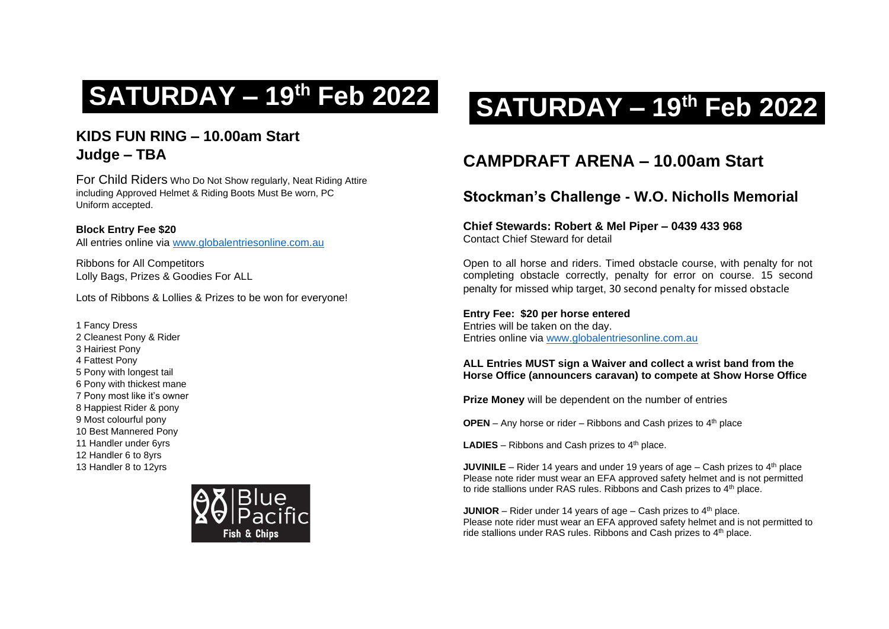# SATURDAY – 19th Feb 2022

## KIDS FUN RING – 10.00am Start
## Judge – TBA

For Child Riders Who Do Not Show regularly, Neat Riding Attire including Approved Helmet & Riding Boots Must Be worn, PC Uniform accepted.

**Block Entry Fee $20**
All entries online via www.globalentriesonline.com.au

Ribbons for All Competitors
Lolly Bags, Prizes & Goodies For ALL

Lots of Ribbons & Lollies & Prizes to be won for everyone!

1 Fancy Dress
2 Cleanest Pony & Rider
3 Hairiest Pony
4 Fattest Pony
5 Pony with longest tail
6 Pony with thickest mane
7 Pony most like it's owner
8 Happiest Rider & pony
9 Most colourful pony
10 Best Mannered Pony
11 Handler under 6yrs
12 Handler 6 to 8yrs
13 Handler 8 to 12yrs

Blue Pacific Fish & Chips

# SATURDAY – 19th Feb 2022

## CAMPDRAFT ARENA – 10.00am Start

### Stockman's Challenge - W.O. Nicholls Memorial

**Chief Stewards: Robert & Mel Piper – 0439 433 968**
Contact Chief Steward for detail

Open to all horse and riders. Timed obstacle course, with penalty for not completing obstacle correctly, penalty for error on course. 15 second penalty for missed whip target, 30 second penalty for missed obstacle

**Entry Fee: $20 per horse entered**
Entries will be taken on the day.
Entries online via www.globalentriesonline.com.au

**ALL Entries MUST sign a Waiver and collect a wrist band from the Horse Office (announcers caravan) to compete at Show Horse Office**

**Prize Money** will be dependent on the number of entries

**OPEN** – Any horse or rider – Ribbons and Cash prizes to 4th place

**LADIES** – Ribbons and Cash prizes to 4th place.

**JUVINILE** – Rider 14 years and under 19 years of age – Cash prizes to 4th place
Please note rider must wear an EFA approved safety helmet and is not permitted to ride stallions under RAS rules. Ribbons and Cash prizes to 4th place.

**JUNIOR** – Rider under 14 years of age – Cash prizes to 4th place.
Please note rider must wear an EFA approved safety helmet and is not permitted to ride stallions under RAS rules. Ribbons and Cash prizes to 4th place.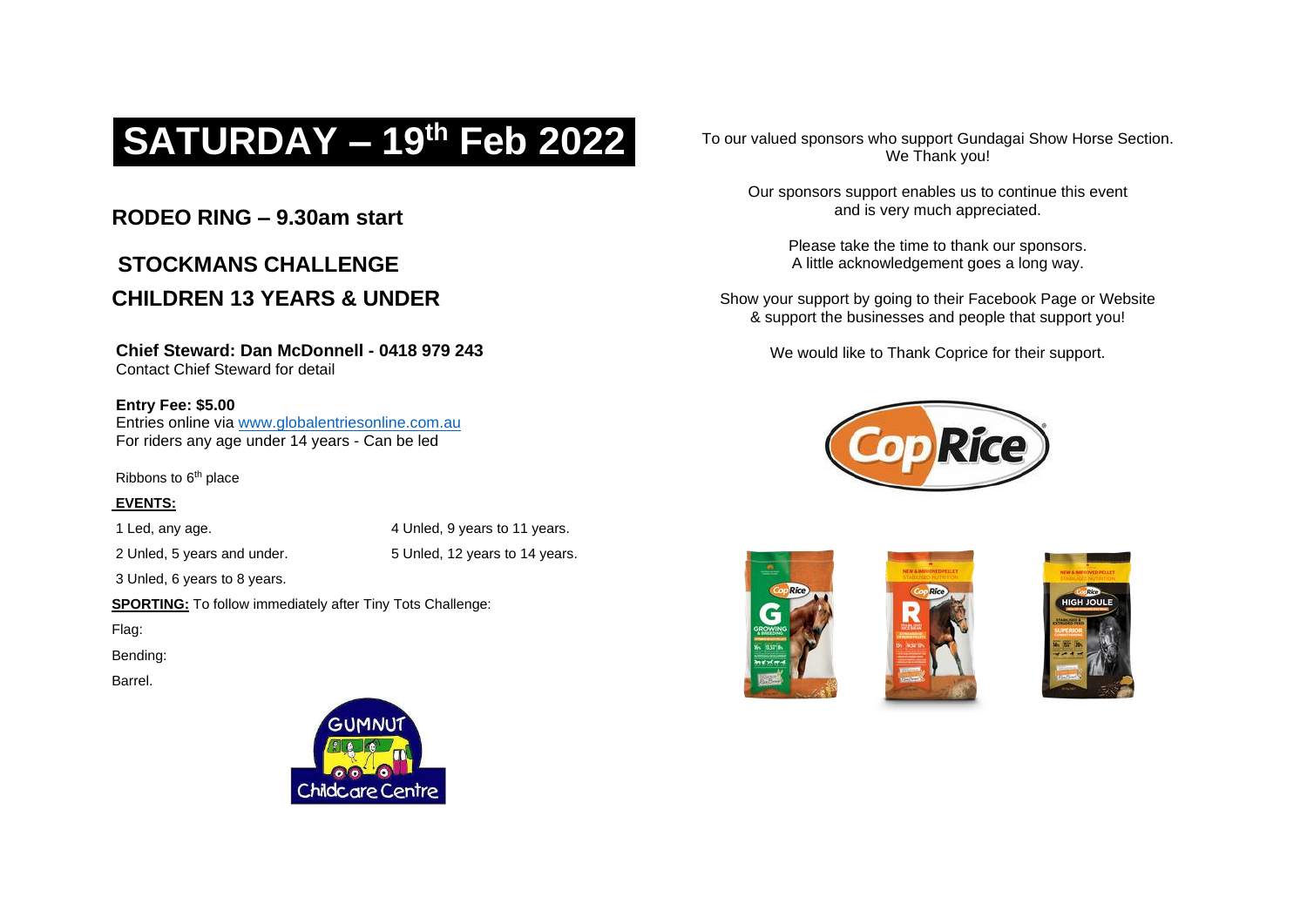# SATURDAY – 19th Feb 2022

## RODEO RING – 9.30am start

## STOCKMANS CHALLENGE

## CHILDREN 13 YEARS & UNDER

**Chief Steward: Dan McDonnell - 0418 979 243**
Contact Chief Steward for detail

**Entry Fee: $5.00**
Entries online via www.globalentriesonline.com.au
For riders any age under 14 years - Can be led

Ribbons to 6th place

**EVENTS:**

1 Led, any age.

2 Unled, 5 years and under.

3 Unled, 6 years to 8 years.

4 Unled, 9 years to 11 years.

5 Unled, 12 years to 14 years.

**SPORTING:** To follow immediately after Tiny Tots Challenge:

Flag:

Bending:

Barrel.

To our valued sponsors who support Gundagai Show Horse Section.
We Thank you!

Our sponsors support enables us to continue this event and is very much appreciated.

Please take the time to thank our sponsors.
A little acknowledgement goes a long way.

Show your support by going to their Facebook Page or Website & support the businesses and people that support you!

We would like to Thank Coprice for their support.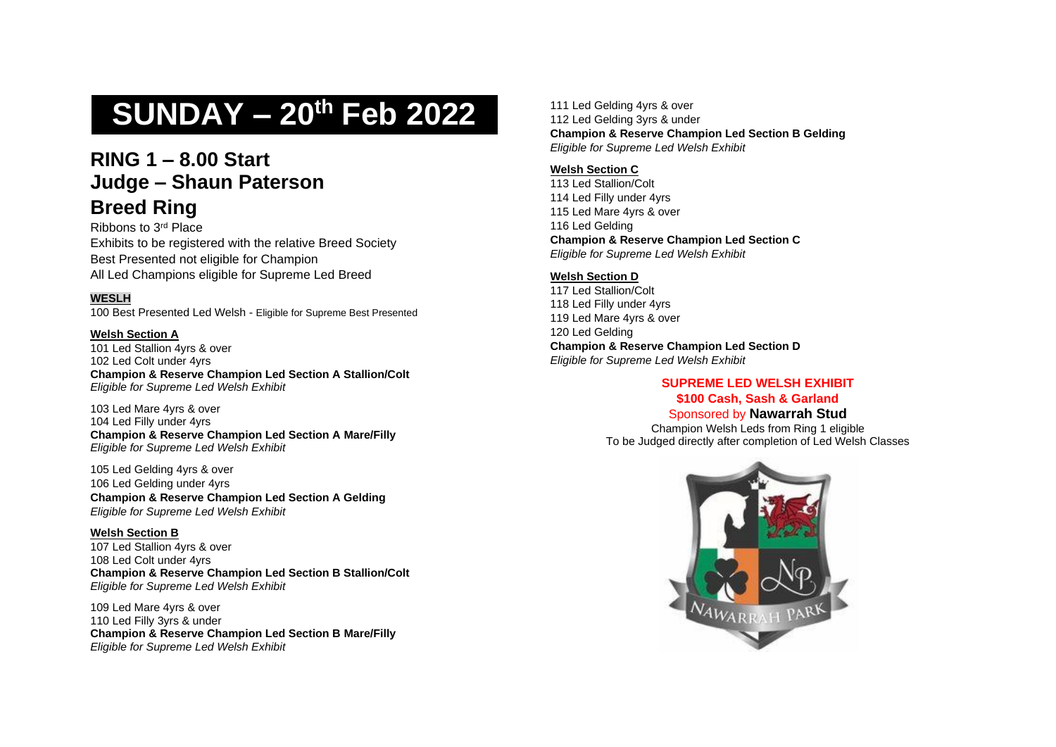# SUNDAY – 20th Feb 2022

## RING 1 – 8.00 Start
## Judge – Shaun Paterson
## Breed Ring

Ribbons to 3rd Place
Exhibits to be registered with the relative Breed Society
Best Presented not eligible for Champion
All Led Champions eligible for Supreme Led Breed

**WESLH**

100 Best Presented Led Welsh - Eligible for Supreme Best Presented

**Welsh Section A**

101 Led Stallion 4yrs & over
102 Led Colt under 4yrs
**Champion & Reserve Champion Led Section A Stallion/Colt**
*Eligible for Supreme Led Welsh Exhibit*

103 Led Mare 4yrs & over
104 Led Filly under 4yrs
**Champion & Reserve Champion Led Section A Mare/Filly**
*Eligible for Supreme Led Welsh Exhibit*

105 Led Gelding 4yrs & over
106 Led Gelding under 4yrs
**Champion & Reserve Champion Led Section A Gelding**
*Eligible for Supreme Led Welsh Exhibit*

**Welsh Section B**

107 Led Stallion 4yrs & over
108 Led Colt under 4yrs
**Champion & Reserve Champion Led Section B Stallion/Colt**
*Eligible for Supreme Led Welsh Exhibit*

109 Led Mare 4yrs & over
110 Led Filly 3yrs & under
**Champion & Reserve Champion Led Section B Mare/Filly**
*Eligible for Supreme Led Welsh Exhibit*

111 Led Gelding 4yrs & over
112 Led Gelding 3yrs & under
**Champion & Reserve Champion Led Section B Gelding**
*Eligible for Supreme Led Welsh Exhibit*

**Welsh Section C**

113 Led Stallion/Colt
114 Led Filly under 4yrs
115 Led Mare 4yrs & over
116 Led Gelding
**Champion & Reserve Champion Led Section C**
*Eligible for Supreme Led Welsh Exhibit*

**Welsh Section D**

117 Led Stallion/Colt
118 Led Filly under 4yrs
119 Led Mare 4yrs & over
120 Led Gelding
**Champion & Reserve Champion Led Section D**
*Eligible for Supreme Led Welsh Exhibit*

**SUPREME LED WELSH EXHIBIT**
**$100 Cash, Sash & Garland**
Sponsored by **Nawarrah Stud**
Champion Welsh Leds from Ring 1 eligible
To be Judged directly after completion of Led Welsh Classes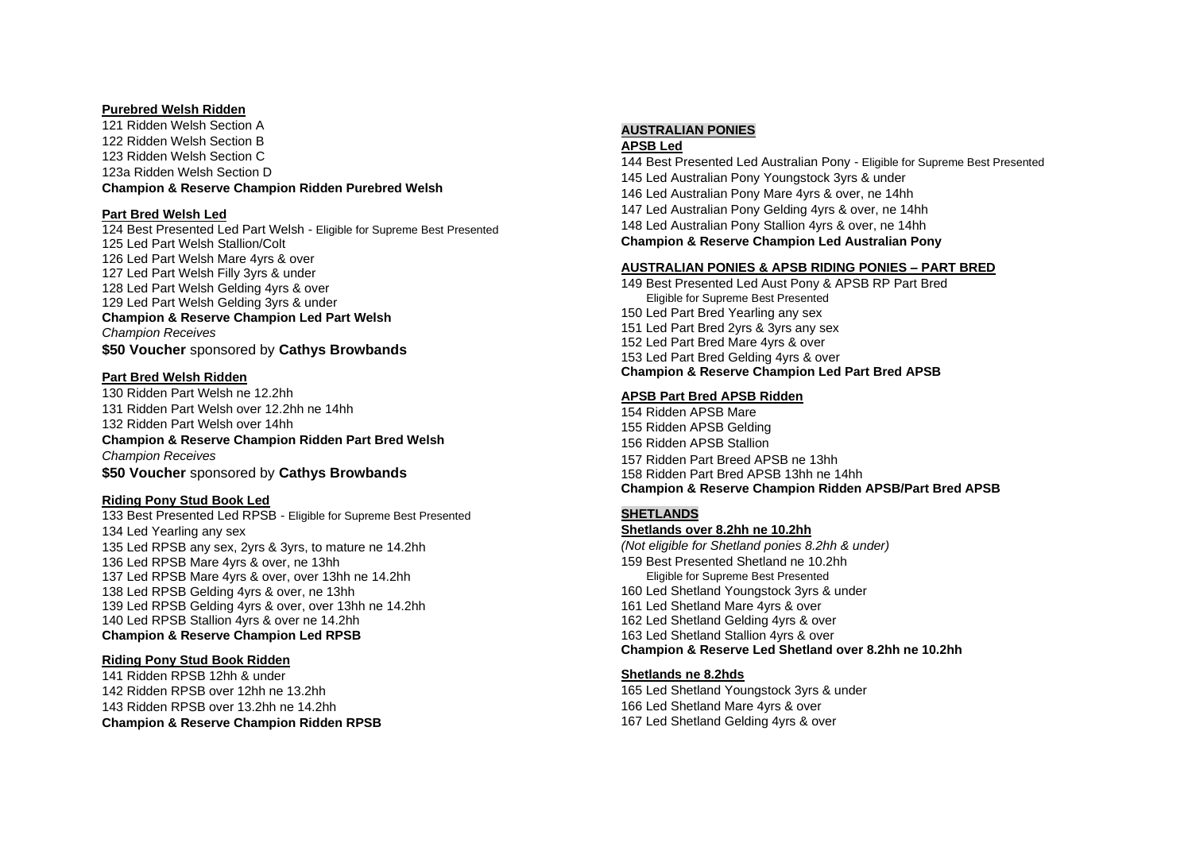**Purebred Welsh Ridden**

121 Ridden Welsh Section A
122 Ridden Welsh Section B
123 Ridden Welsh Section C
123a Ridden Welsh Section D
**Champion & Reserve Champion Ridden Purebred Welsh**

**Part Bred Welsh Led**

124 Best Presented Led Part Welsh - Eligible for Supreme Best Presented
125 Led Part Welsh Stallion/Colt
126 Led Part Welsh Mare 4yrs & over
127 Led Part Welsh Filly 3yrs & under
128 Led Part Welsh Gelding 4yrs & over
129 Led Part Welsh Gelding 3yrs & under
**Champion & Reserve Champion Led Part Welsh**
*Champion Receives*
**$50 Voucher** sponsored by **Cathys Browbands**

**Part Bred Welsh Ridden**

130 Ridden Part Welsh ne 12.2hh
131 Ridden Part Welsh over 12.2hh ne 14hh
132 Ridden Part Welsh over 14hh
**Champion & Reserve Champion Ridden Part Bred Welsh**
*Champion Receives*
**$50 Voucher** sponsored by **Cathys Browbands**

**Riding Pony Stud Book Led**

133 Best Presented Led RPSB - Eligible for Supreme Best Presented
134 Led Yearling any sex
135 Led RPSB any sex, 2yrs & 3yrs, to mature ne 14.2hh
136 Led RPSB Mare 4yrs & over, ne 13hh
137 Led RPSB Mare 4yrs & over, over 13hh ne 14.2hh
138 Led RPSB Gelding 4yrs & over, ne 13hh
139 Led RPSB Gelding 4yrs & over, over 13hh ne 14.2hh
140 Led RPSB Stallion 4yrs & over ne 14.2hh
**Champion & Reserve Champion Led RPSB**

**Riding Pony Stud Book Ridden**

141 Ridden RPSB 12hh & under
142 Ridden RPSB over 12hh ne 13.2hh
143 Ridden RPSB over 13.2hh ne 14.2hh
**Champion & Reserve Champion Ridden RPSB**

## AUSTRALIAN PONIES

**APSB Led**

144 Best Presented Led Australian Pony - Eligible for Supreme Best Presented
145 Led Australian Pony Youngstock 3yrs & under
146 Led Australian Pony Mare 4yrs & over, ne 14hh
147 Led Australian Pony Gelding 4yrs & over, ne 14hh
148 Led Australian Pony Stallion 4yrs & over, ne 14hh
**Champion & Reserve Champion Led Australian Pony**

**AUSTRALIAN PONIES & APSB RIDING PONIES – PART BRED**

149 Best Presented Led Aust Pony & APSB RP Part Bred
Eligible for Supreme Best Presented
150 Led Part Bred Yearling any sex
151 Led Part Bred 2yrs & 3yrs any sex
152 Led Part Bred Mare 4yrs & over
153 Led Part Bred Gelding 4yrs & over
**Champion & Reserve Champion Led Part Bred APSB**

**APSB Part Bred APSB Ridden**

154 Ridden APSB Mare
155 Ridden APSB Gelding
156 Ridden APSB Stallion
157 Ridden Part Breed APSB ne 13hh
158 Ridden Part Bred APSB 13hh ne 14hh
**Champion & Reserve Champion Ridden APSB/Part Bred APSB**

## SHETLANDS

**Shetlands over 8.2hh ne 10.2hh**

*(Not eligible for Shetland ponies 8.2hh & under)*
159 Best Presented Shetland ne 10.2hh
Eligible for Supreme Best Presented
160 Led Shetland Youngstock 3yrs & under
161 Led Shetland Mare 4yrs & over
162 Led Shetland Gelding 4yrs & over
163 Led Shetland Stallion 4yrs & over
**Champion & Reserve Led Shetland over 8.2hh ne 10.2hh**

**Shetlands ne 8.2hds**

165 Led Shetland Youngstock 3yrs & under
166 Led Shetland Mare 4yrs & over
167 Led Shetland Gelding 4yrs & over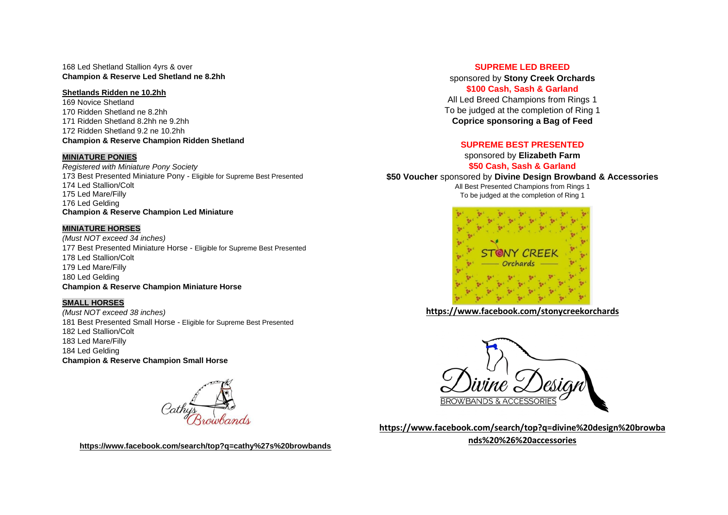168 Led Shetland Stallion 4yrs & over
**Champion & Reserve Led Shetland ne 8.2hh**

**Shetlands Ridden ne 10.2hh**

169 Novice Shetland
170 Ridden Shetland ne 8.2hh
171 Ridden Shetland 8.2hh ne 9.2hh
172 Ridden Shetland 9.2 ne 10.2hh
**Champion & Reserve Champion Ridden Shetland**

**MINIATURE PONIES**

*Registered with Miniature Pony Society*
173 Best Presented Miniature Pony - Eligible for Supreme Best Presented
174 Led Stallion/Colt
175 Led Mare/Filly
176 Led Gelding
**Champion & Reserve Champion Led Miniature**

**MINIATURE HORSES**

*(Must NOT exceed 34 inches)*
177 Best Presented Miniature Horse - Eligible for Supreme Best Presented
178 Led Stallion/Colt
179 Led Mare/Filly
180 Led Gelding
**Champion & Reserve Champion Miniature Horse**

**SMALL HORSES**

*(Must NOT exceed 38 inches)*
181 Best Presented Small Horse - Eligible for Supreme Best Presented
182 Led Stallion/Colt
183 Led Mare/Filly
184 Led Gelding
**Champion & Reserve Champion Small Horse**

Cathys Browbands

**https://www.facebook.com/search/top?q=cathy%27s%20browbands**

**SUPREME LED BREED**

sponsored by **Stony Creek Orchards**
**$100 Cash, Sash & Garland**
All Led Breed Champions from Rings 1
To be judged at the completion of Ring 1
**Coprice sponsoring a Bag of Feed**

**SUPREME BEST PRESENTED**

sponsored by **Elizabeth Farm**
**$50 Cash, Sash & Garland**
**$50 Voucher** sponsored by **Divine Design Browband & Accessories**
All Best Presented Champions from Rings 1
To be judged at the completion of Ring 1

STONY CREEK Orchards

**https://www.facebook.com/stonycreekorchards**

Divine Design BROWBANDS & ACCESSORIES

**https://www.facebook.com/search/top?q=divine%20design%20browbands%20%26%20accessories**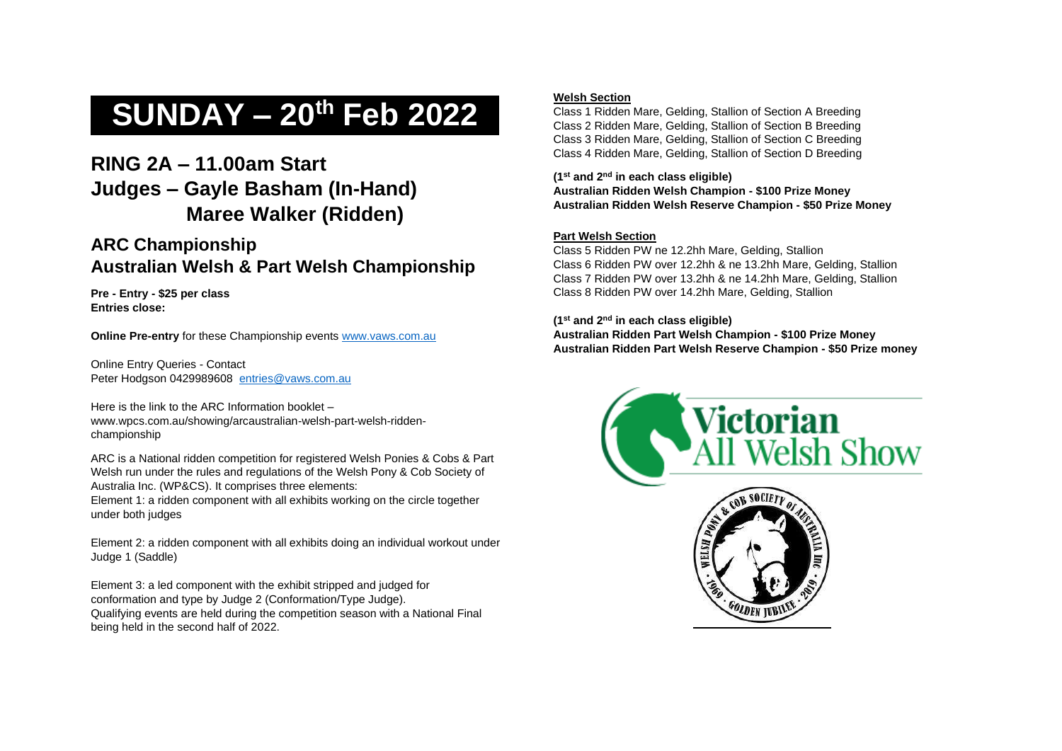# SUNDAY – 20th Feb 2022

## RING 2A – 11.00am Start
## Judges – Gayle Basham (In-Hand)
## Maree Walker (Ridden)

### ARC Championship
### Australian Welsh & Part Welsh Championship

**Pre - Entry - $25 per class**
**Entries close:**

**Online Pre-entry** for these Championship events www.vaws.com.au

Online Entry Queries - Contact
Peter Hodgson 0429989608 entries@vaws.com.au

Here is the link to the ARC Information booklet – www.wpcs.com.au/showing/arcaustralian-welsh-part-welsh-ridden-championship

ARC is a National ridden competition for registered Welsh Ponies & Cobs & Part Welsh run under the rules and regulations of the Welsh Pony & Cob Society of Australia Inc. (WP&CS). It comprises three elements:
Element 1: a ridden component with all exhibits working on the circle together under both judges

Element 2: a ridden component with all exhibits doing an individual workout under Judge 1 (Saddle)

Element 3: a led component with the exhibit stripped and judged for conformation and type by Judge 2 (Conformation/Type Judge).
Qualifying events are held during the competition season with a National Final being held in the second half of 2022.

**Welsh Section**

Class 1 Ridden Mare, Gelding, Stallion of Section A Breeding
Class 2 Ridden Mare, Gelding, Stallion of Section B Breeding
Class 3 Ridden Mare, Gelding, Stallion of Section C Breeding
Class 4 Ridden Mare, Gelding, Stallion of Section D Breeding

**(1st and 2nd in each class eligible)**
**Australian Ridden Welsh Champion - $100 Prize Money**
**Australian Ridden Welsh Reserve Champion - $50 Prize Money**

**Part Welsh Section**

Class 5 Ridden PW ne 12.2hh Mare, Gelding, Stallion
Class 6 Ridden PW over 12.2hh & ne 13.2hh Mare, Gelding, Stallion
Class 7 Ridden PW over 13.2hh & ne 14.2hh Mare, Gelding, Stallion
Class 8 Ridden PW over 14.2hh Mare, Gelding, Stallion

**(1st and 2nd in each class eligible)**
**Australian Ridden Part Welsh Champion - $100 Prize Money**
**Australian Ridden Part Welsh Reserve Champion - $50 Prize money**

Victorian All Welsh Show

WELSH PONY & COB SOCIETY OF AUSTRALIA INC · 1969 · GOLDEN JUBILEE · 2019 ·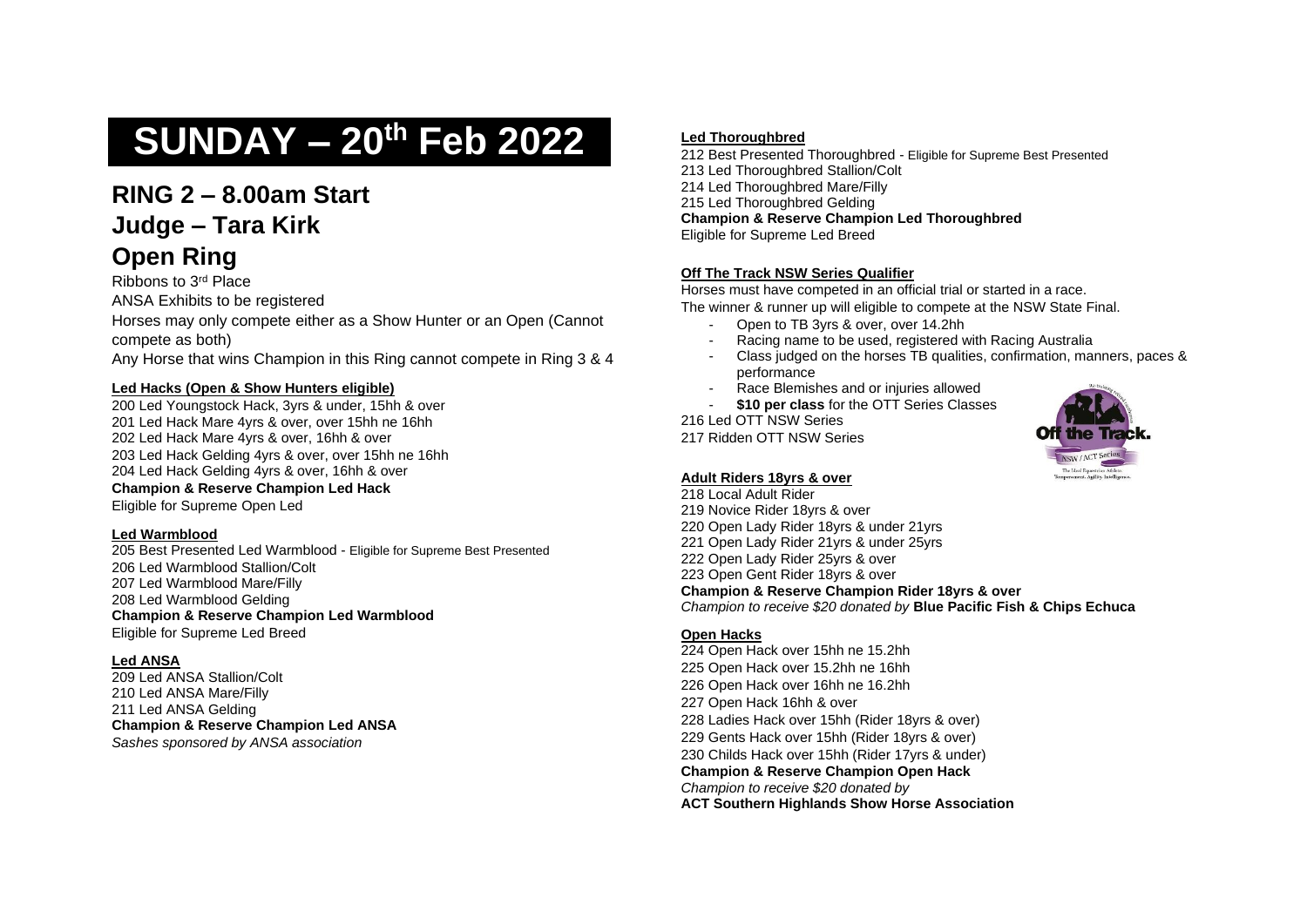# SUNDAY – 20th Feb 2022

## RING 2 – 8.00am Start

## Judge – Tara Kirk

## Open Ring

Ribbons to 3rd Place

ANSA Exhibits to be registered

Horses may only compete either as a Show Hunter or an Open (Cannot compete as both)

Any Horse that wins Champion in this Ring cannot compete in Ring 3 & 4

**Led Hacks (Open & Show Hunters eligible)**

200 Led Youngstock Hack, 3yrs & under, 15hh & over
201 Led Hack Mare 4yrs & over, over 15hh ne 16hh
202 Led Hack Mare 4yrs & over, 16hh & over
203 Led Hack Gelding 4yrs & over, over 15hh ne 16hh
204 Led Hack Gelding 4yrs & over, 16hh & over
**Champion & Reserve Champion Led Hack**
Eligible for Supreme Open Led

**Led Warmblood**

205 Best Presented Led Warmblood - Eligible for Supreme Best Presented
206 Led Warmblood Stallion/Colt
207 Led Warmblood Mare/Filly
208 Led Warmblood Gelding
**Champion & Reserve Champion Led Warmblood**
Eligible for Supreme Led Breed

**Led ANSA**

209 Led ANSA Stallion/Colt
210 Led ANSA Mare/Filly
211 Led ANSA Gelding
**Champion & Reserve Champion Led ANSA**
*Sashes sponsored by ANSA association*

**Led Thoroughbred**

212 Best Presented Thoroughbred - Eligible for Supreme Best Presented
213 Led Thoroughbred Stallion/Colt
214 Led Thoroughbred Mare/Filly
215 Led Thoroughbred Gelding
**Champion & Reserve Champion Led Thoroughbred**
Eligible for Supreme Led Breed

**Off The Track NSW Series Qualifier**

Horses must have competed in an official trial or started in a race.
The winner & runner up will eligible to compete at the NSW State Final.

- Open to TB 3yrs & over, over 14.2hh
- Racing name to be used, registered with Racing Australia
- Class judged on the horses TB qualities, confirmation, manners, paces & performance
- Race Blemishes and or injuries allowed
- **$10 per class** for the OTT Series Classes

216 Led OTT NSW Series
217 Ridden OTT NSW Series

**Adult Riders 18yrs & over**

218 Local Adult Rider
219 Novice Rider 18yrs & over
220 Open Lady Rider 18yrs & under 21yrs
221 Open Lady Rider 21yrs & under 25yrs
222 Open Lady Rider 25yrs & over
223 Open Gent Rider 18yrs & over
**Champion & Reserve Champion Rider 18yrs & over**
*Champion to receive $20 donated by* **Blue Pacific Fish & Chips Echuca**

**Open Hacks**

224 Open Hack over 15hh ne 15.2hh
225 Open Hack over 15.2hh ne 16hh
226 Open Hack over 16hh ne 16.2hh
227 Open Hack 16hh & over
228 Ladies Hack over 15hh (Rider 18yrs & over)
229 Gents Hack over 15hh (Rider 18yrs & over)
230 Childs Hack over 15hh (Rider 17yrs & under)
**Champion & Reserve Champion Open Hack**
*Champion to receive $20 donated by*
**ACT Southern Highlands Show Horse Association**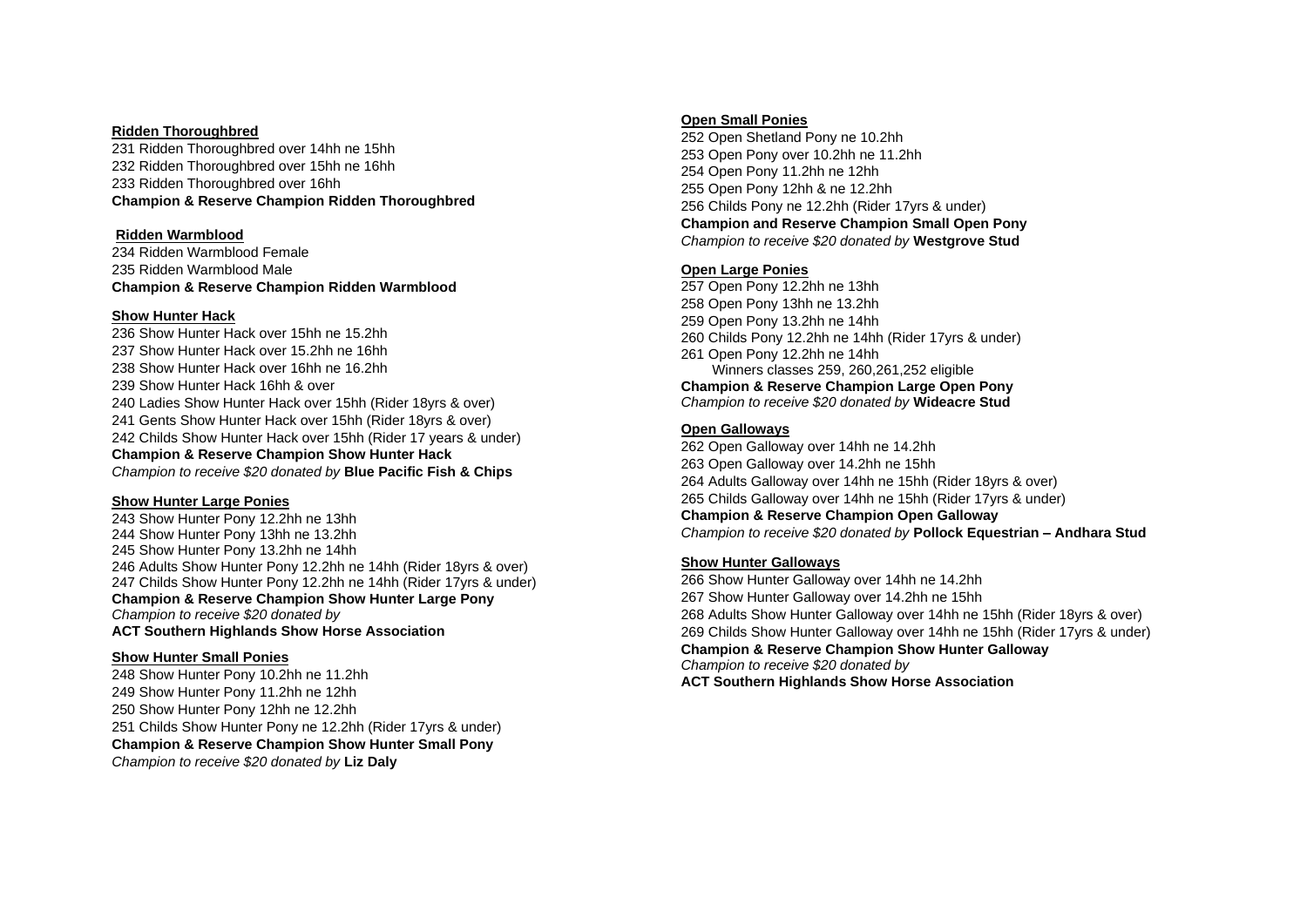**Ridden Thoroughbred**

231 Ridden Thoroughbred over 14hh ne 15hh
232 Ridden Thoroughbred over 15hh ne 16hh
233 Ridden Thoroughbred over 16hh
**Champion & Reserve Champion Ridden Thoroughbred**

**Ridden Warmblood**

234 Ridden Warmblood Female
235 Ridden Warmblood Male
**Champion & Reserve Champion Ridden Warmblood**

**Show Hunter Hack**

236 Show Hunter Hack over 15hh ne 15.2hh
237 Show Hunter Hack over 15.2hh ne 16hh
238 Show Hunter Hack over 16hh ne 16.2hh
239 Show Hunter Hack 16hh & over
240 Ladies Show Hunter Hack over 15hh (Rider 18yrs & over)
241 Gents Show Hunter Hack over 15hh (Rider 18yrs & over)
242 Childs Show Hunter Hack over 15hh (Rider 17 years & under)
**Champion & Reserve Champion Show Hunter Hack**
*Champion to receive $20 donated by* **Blue Pacific Fish & Chips**

**Show Hunter Large Ponies**

243 Show Hunter Pony 12.2hh ne 13hh
244 Show Hunter Pony 13hh ne 13.2hh
245 Show Hunter Pony 13.2hh ne 14hh
246 Adults Show Hunter Pony 12.2hh ne 14hh (Rider 18yrs & over)
247 Childs Show Hunter Pony 12.2hh ne 14hh (Rider 17yrs & under)
**Champion & Reserve Champion Show Hunter Large Pony**
*Champion to receive $20 donated by*
**ACT Southern Highlands Show Horse Association**

**Show Hunter Small Ponies**

248 Show Hunter Pony 10.2hh ne 11.2hh
249 Show Hunter Pony 11.2hh ne 12hh
250 Show Hunter Pony 12hh ne 12.2hh
251 Childs Show Hunter Pony ne 12.2hh (Rider 17yrs & under)
**Champion & Reserve Champion Show Hunter Small Pony**
*Champion to receive $20 donated by* **Liz Daly**

**Open Small Ponies**

252 Open Shetland Pony ne 10.2hh
253 Open Pony over 10.2hh ne 11.2hh
254 Open Pony 11.2hh ne 12hh
255 Open Pony 12hh & ne 12.2hh
256 Childs Pony ne 12.2hh (Rider 17yrs & under)
**Champion and Reserve Champion Small Open Pony**
*Champion to receive $20 donated by* **Westgrove Stud**

**Open Large Ponies**

257 Open Pony 12.2hh ne 13hh
258 Open Pony 13hh ne 13.2hh
259 Open Pony 13.2hh ne 14hh
260 Childs Pony 12.2hh ne 14hh (Rider 17yrs & under)
261 Open Pony 12.2hh ne 14hh
Winners classes 259, 260,261,252 eligible
**Champion & Reserve Champion Large Open Pony**
*Champion to receive $20 donated by* **Wideacre Stud**

**Open Galloways**

262 Open Galloway over 14hh ne 14.2hh
263 Open Galloway over 14.2hh ne 15hh
264 Adults Galloway over 14hh ne 15hh (Rider 18yrs & over)
265 Childs Galloway over 14hh ne 15hh (Rider 17yrs & under)
**Champion & Reserve Champion Open Galloway**
*Champion to receive $20 donated by* **Pollock Equestrian – Andhara Stud**

**Show Hunter Galloways**

266 Show Hunter Galloway over 14hh ne 14.2hh
267 Show Hunter Galloway over 14.2hh ne 15hh
268 Adults Show Hunter Galloway over 14hh ne 15hh (Rider 18yrs & over)
269 Childs Show Hunter Galloway over 14hh ne 15hh (Rider 17yrs & under)
**Champion & Reserve Champion Show Hunter Galloway**
*Champion to receive $20 donated by*
**ACT Southern Highlands Show Horse Association**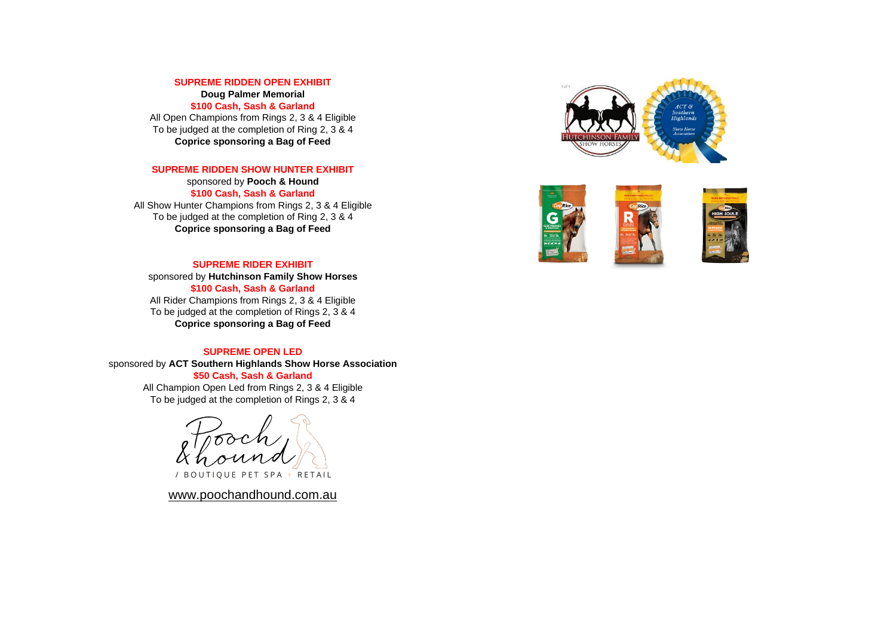**SUPREME RIDDEN OPEN EXHIBIT**

**Doug Palmer Memorial**

**$100 Cash, Sash & Garland**

All Open Champions from Rings 2, 3 & 4 Eligible

To be judged at the completion of Ring 2, 3 & 4

**Coprice sponsoring a Bag of Feed**

**SUPREME RIDDEN SHOW HUNTER EXHIBIT**

sponsored by **Pooch & Hound**

**$100 Cash, Sash & Garland**

All Show Hunter Champions from Rings 2, 3 & 4 Eligible

To be judged at the completion of Ring 2, 3 & 4

**Coprice sponsoring a Bag of Feed**

**SUPREME RIDER EXHIBIT**

sponsored by **Hutchinson Family Show Horses**

**$100 Cash, Sash & Garland**

All Rider Champions from Rings 2, 3 & 4 Eligible

To be judged at the completion of Rings 2, 3 & 4

**Coprice sponsoring a Bag of Feed**

**SUPREME OPEN LED**

sponsored by **ACT Southern Highlands Show Horse Association**

**$50 Cash, Sash & Garland**

All Champion Open Led from Rings 2, 3 & 4 Eligible

To be judged at the completion of Rings 2, 3 & 4

Pooch & hound / BOUTIQUE PET SPA + RETAIL

www.poochandhound.com.au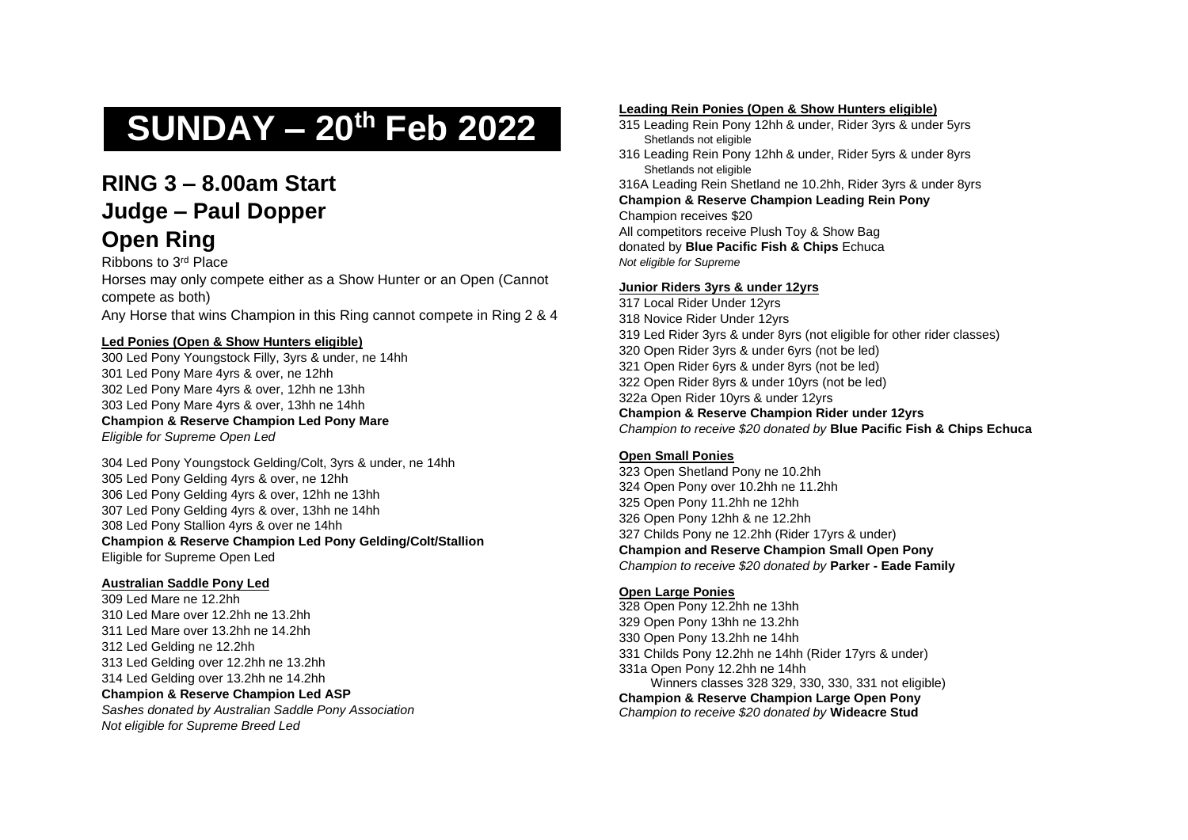# SUNDAY – 20th Feb 2022

## RING 3 – 8.00am Start
## Judge – Paul Dopper
## Open Ring

Ribbons to 3rd Place

Horses may only compete either as a Show Hunter or an Open (Cannot compete as both)

Any Horse that wins Champion in this Ring cannot compete in Ring 2 & 4

**Led Ponies (Open & Show Hunters eligible)**

300 Led Pony Youngstock Filly, 3yrs & under, ne 14hh
301 Led Pony Mare 4yrs & over, ne 12hh
302 Led Pony Mare 4yrs & over, 12hh ne 13hh
303 Led Pony Mare 4yrs & over, 13hh ne 14hh
**Champion & Reserve Champion Led Pony Mare**
*Eligible for Supreme Open Led*

304 Led Pony Youngstock Gelding/Colt, 3yrs & under, ne 14hh
305 Led Pony Gelding 4yrs & over, ne 12hh
306 Led Pony Gelding 4yrs & over, 12hh ne 13hh
307 Led Pony Gelding 4yrs & over, 13hh ne 14hh
308 Led Pony Stallion 4yrs & over ne 14hh
**Champion & Reserve Champion Led Pony Gelding/Colt/Stallion**
Eligible for Supreme Open Led

**Australian Saddle Pony Led**

309 Led Mare ne 12.2hh
310 Led Mare over 12.2hh ne 13.2hh
311 Led Mare over 13.2hh ne 14.2hh
312 Led Gelding ne 12.2hh
313 Led Gelding over 12.2hh ne 13.2hh
314 Led Gelding over 13.2hh ne 14.2hh
**Champion & Reserve Champion Led ASP**
*Sashes donated by Australian Saddle Pony Association*
*Not eligible for Supreme Breed Led*

**Leading Rein Ponies (Open & Show Hunters eligible)**

315 Leading Rein Pony 12hh & under, Rider 3yrs & under 5yrs
  Shetlands not eligible
316 Leading Rein Pony 12hh & under, Rider 5yrs & under 8yrs
  Shetlands not eligible
316A Leading Rein Shetland ne 10.2hh, Rider 3yrs & under 8yrs
**Champion & Reserve Champion Leading Rein Pony**
Champion receives $20
All competitors receive Plush Toy & Show Bag
donated by **Blue Pacific Fish & Chips** Echuca
*Not eligible for Supreme*

**Junior Riders 3yrs & under 12yrs**

317 Local Rider Under 12yrs
318 Novice Rider Under 12yrs
319 Led Rider 3yrs & under 8yrs (not eligible for other rider classes)
320 Open Rider 3yrs & under 6yrs (not be led)
321 Open Rider 6yrs & under 8yrs (not be led)
322 Open Rider 8yrs & under 10yrs (not be led)
322a Open Rider 10yrs & under 12yrs
**Champion & Reserve Champion Rider under 12yrs**
*Champion to receive $20 donated by* **Blue Pacific Fish & Chips Echuca**

**Open Small Ponies**

323 Open Shetland Pony ne 10.2hh
324 Open Pony over 10.2hh ne 11.2hh
325 Open Pony 11.2hh ne 12hh
326 Open Pony 12hh & ne 12.2hh
327 Childs Pony ne 12.2hh (Rider 17yrs & under)
**Champion and Reserve Champion Small Open Pony**
*Champion to receive $20 donated by* **Parker - Eade Family**

**Open Large Ponies**

328 Open Pony 12.2hh ne 13hh
329 Open Pony 13hh ne 13.2hh
330 Open Pony 13.2hh ne 14hh
331 Childs Pony 12.2hh ne 14hh (Rider 17yrs & under)
331a Open Pony 12.2hh ne 14hh
  Winners classes 328 329, 330, 330, 331 not eligible)
**Champion & Reserve Champion Large Open Pony**
*Champion to receive $20 donated by* **Wideacre Stud**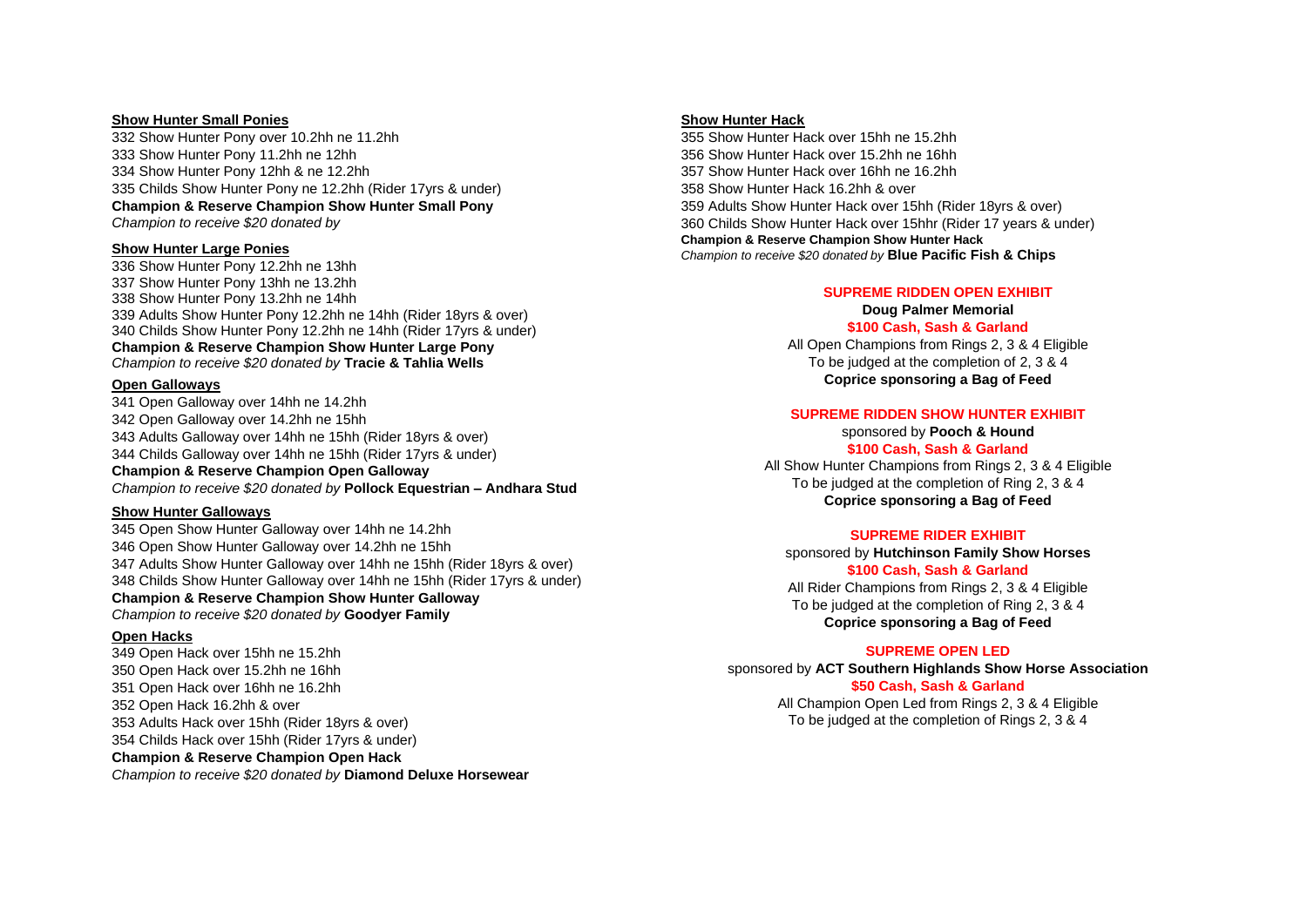### Show Hunter Small Ponies

332 Show Hunter Pony over 10.2hh ne 11.2hh
333 Show Hunter Pony 11.2hh ne 12hh
334 Show Hunter Pony 12hh & ne 12.2hh
335 Childs Show Hunter Pony ne 12.2hh (Rider 17yrs & under)
**Champion & Reserve Champion Show Hunter Small Pony**
*Champion to receive $20 donated by*

### Show Hunter Large Ponies

336 Show Hunter Pony 12.2hh ne 13hh
337 Show Hunter Pony 13hh ne 13.2hh
338 Show Hunter Pony 13.2hh ne 14hh
339 Adults Show Hunter Pony 12.2hh ne 14hh (Rider 18yrs & over)
340 Childs Show Hunter Pony 12.2hh ne 14hh (Rider 17yrs & under)
**Champion & Reserve Champion Show Hunter Large Pony**
*Champion to receive $20 donated by* **Tracie & Tahlia Wells**

### Open Galloways

341 Open Galloway over 14hh ne 14.2hh
342 Open Galloway over 14.2hh ne 15hh
343 Adults Galloway over 14hh ne 15hh (Rider 18yrs & over)
344 Childs Galloway over 14hh ne 15hh (Rider 17yrs & under)
**Champion & Reserve Champion Open Galloway**
*Champion to receive $20 donated by* **Pollock Equestrian – Andhara Stud**

### Show Hunter Galloways

345 Open Show Hunter Galloway over 14hh ne 14.2hh
346 Open Show Hunter Galloway over 14.2hh ne 15hh
347 Adults Show Hunter Galloway over 14hh ne 15hh (Rider 18yrs & over)
348 Childs Show Hunter Galloway over 14hh ne 15hh (Rider 17yrs & under)
**Champion & Reserve Champion Show Hunter Galloway**
*Champion to receive $20 donated by* **Goodyer Family**

### Open Hacks

349 Open Hack over 15hh ne 15.2hh
350 Open Hack over 15.2hh ne 16hh
351 Open Hack over 16hh ne 16.2hh
352 Open Hack 16.2hh & over
353 Adults Hack over 15hh (Rider 18yrs & over)
354 Childs Hack over 15hh (Rider 17yrs & under)
**Champion & Reserve Champion Open Hack**
*Champion to receive $20 donated by* **Diamond Deluxe Horsewear**

### Show Hunter Hack

355 Show Hunter Hack over 15hh ne 15.2hh
356 Show Hunter Hack over 15.2hh ne 16hh
357 Show Hunter Hack over 16hh ne 16.2hh
358 Show Hunter Hack 16.2hh & over
359 Adults Show Hunter Hack over 15hh (Rider 18yrs & over)
360 Childs Show Hunter Hack over 15hhr (Rider 17 years & under)
**Champion & Reserve Champion Show Hunter Hack**
*Champion to receive $20 donated by* **Blue Pacific Fish & Chips**

## SUPREME RIDDEN OPEN EXHIBIT

**Doug Palmer Memorial**
**$100 Cash, Sash & Garland**
All Open Champions from Rings 2, 3 & 4 Eligible
To be judged at the completion of 2, 3 & 4
**Coprice sponsoring a Bag of Feed**

## SUPREME RIDDEN SHOW HUNTER EXHIBIT

sponsored by **Pooch & Hound**
**$100 Cash, Sash & Garland**
All Show Hunter Champions from Rings 2, 3 & 4 Eligible
To be judged at the completion of Ring 2, 3 & 4
**Coprice sponsoring a Bag of Feed**

## SUPREME RIDER EXHIBIT

sponsored by **Hutchinson Family Show Horses**
**$100 Cash, Sash & Garland**
All Rider Champions from Rings 2, 3 & 4 Eligible
To be judged at the completion of Ring 2, 3 & 4
**Coprice sponsoring a Bag of Feed**

## SUPREME OPEN LED

sponsored by **ACT Southern Highlands Show Horse Association**
**$50 Cash, Sash & Garland**
All Champion Open Led from Rings 2, 3 & 4 Eligible
To be judged at the completion of Rings 2, 3 & 4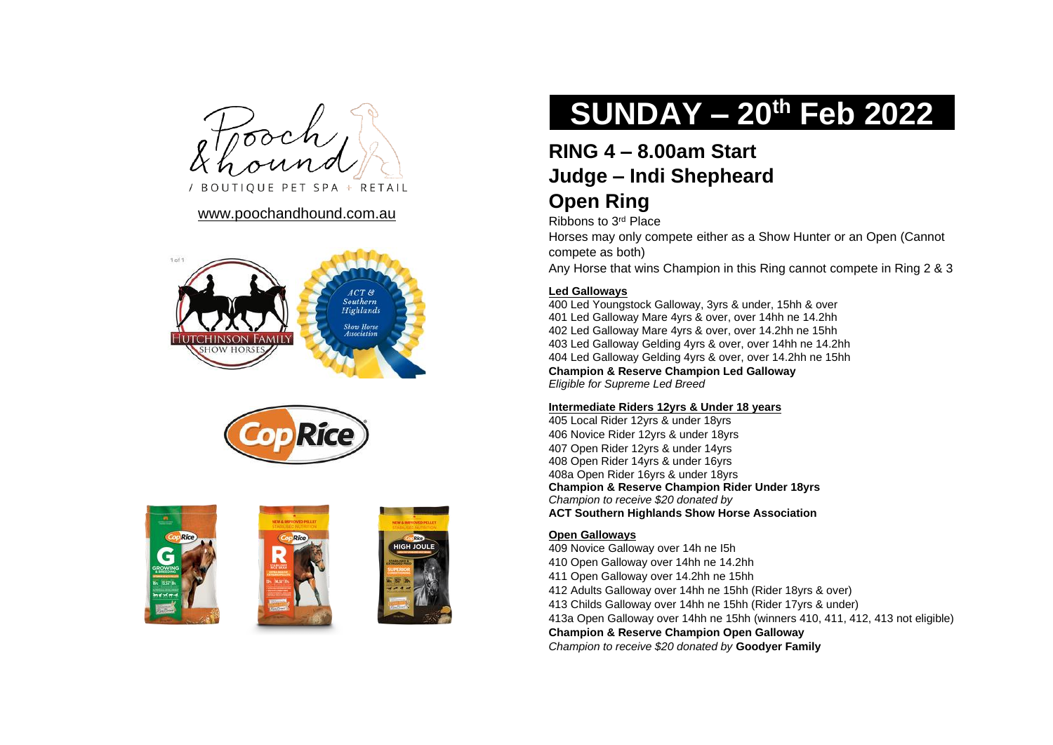/ BOUTIQUE PET SPA + RETAIL

www.poochandhound.com.au

# SUNDAY – 20th Feb 2022

## RING 4 – 8.00am Start
## Judge – Indi Shepheard
## Open Ring

Ribbons to 3rd Place

Horses may only compete either as a Show Hunter or an Open (Cannot compete as both)

Any Horse that wins Champion in this Ring cannot compete in Ring 2 & 3

**Led Galloways**

400 Led Youngstock Galloway, 3yrs & under, 15hh & over
401 Led Galloway Mare 4yrs & over, over 14hh ne 14.2hh
402 Led Galloway Mare 4yrs & over, over 14.2hh ne 15hh
403 Led Galloway Gelding 4yrs & over, over 14hh ne 14.2hh
404 Led Galloway Gelding 4yrs & over, over 14.2hh ne 15hh
**Champion & Reserve Champion Led Galloway**
*Eligible for Supreme Led Breed*

**Intermediate Riders 12yrs & Under 18 years**

405 Local Rider 12yrs & under 18yrs
406 Novice Rider 12yrs & under 18yrs
407 Open Rider 12yrs & under 14yrs
408 Open Rider 14yrs & under 16yrs
408a Open Rider 16yrs & under 18yrs
**Champion & Reserve Champion Rider Under 18yrs**
*Champion to receive $20 donated by*
**ACT Southern Highlands Show Horse Association**

**Open Galloways**

409 Novice Galloway over 14h ne I5h
410 Open Galloway over 14hh ne 14.2hh
411 Open Galloway over 14.2hh ne 15hh
412 Adults Galloway over 14hh ne 15hh (Rider 18yrs & over)
413 Childs Galloway over 14hh ne 15hh (Rider 17yrs & under)
413a Open Galloway over 14hh ne 15hh (winners 410, 411, 412, 413 not eligible)
**Champion & Reserve Champion Open Galloway**
*Champion to receive $20 donated by* **Goodyer Family**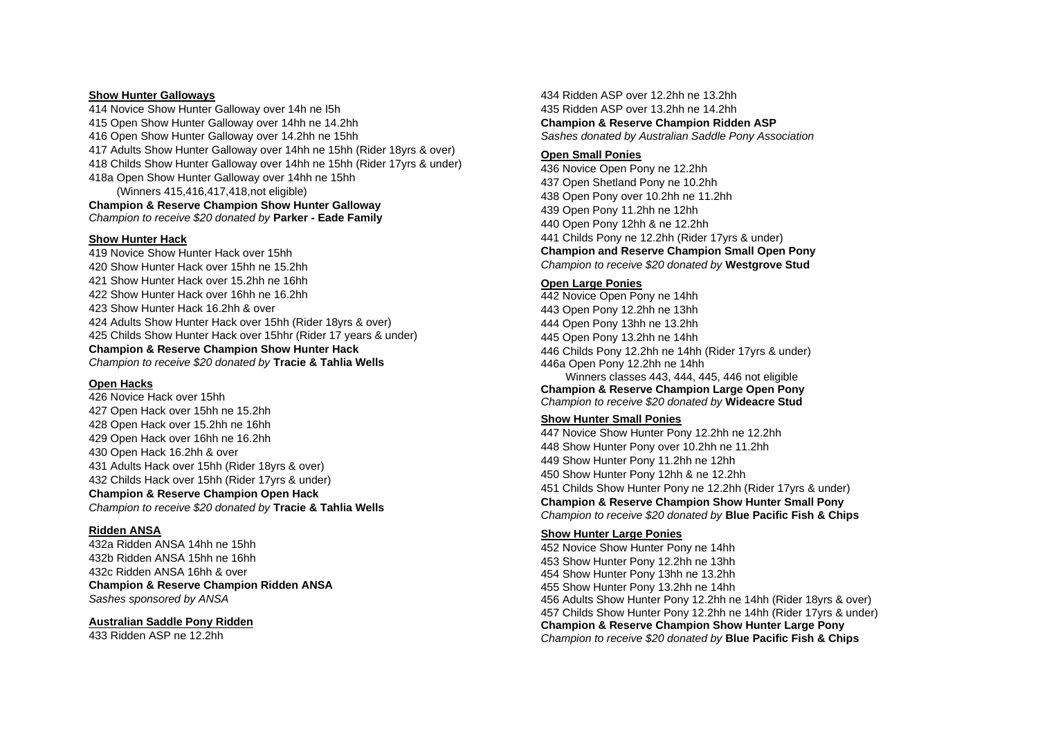**Show Hunter Galloways**

414 Novice Show Hunter Galloway over 14h ne I5h
415 Open Show Hunter Galloway over 14hh ne 14.2hh
416 Open Show Hunter Galloway over 14.2hh ne 15hh
417 Adults Show Hunter Galloway over 14hh ne 15hh (Rider 18yrs & over)
418 Childs Show Hunter Galloway over 14hh ne 15hh (Rider 17yrs & under)
418a Open Show Hunter Galloway over 14hh ne 15hh
(Winners 415,416,417,418,not eligible)
**Champion & Reserve Champion Show Hunter Galloway**
*Champion to receive $20 donated by* **Parker - Eade Family**

**Show Hunter Hack**

419 Novice Show Hunter Hack over 15hh
420 Show Hunter Hack over 15hh ne 15.2hh
421 Show Hunter Hack over 15.2hh ne 16hh
422 Show Hunter Hack over 16hh ne 16.2hh
423 Show Hunter Hack 16.2hh & over
424 Adults Show Hunter Hack over 15hh (Rider 18yrs & over)
425 Childs Show Hunter Hack over 15hhr (Rider 17 years & under)
**Champion & Reserve Champion Show Hunter Hack**
*Champion to receive $20 donated by* **Tracie & Tahlia Wells**

**Open Hacks**

426 Novice Hack over 15hh
427 Open Hack over 15hh ne 15.2hh
428 Open Hack over 15.2hh ne 16hh
429 Open Hack over 16hh ne 16.2hh
430 Open Hack 16.2hh & over
431 Adults Hack over 15hh (Rider 18yrs & over)
432 Childs Hack over 15hh (Rider 17yrs & under)
**Champion & Reserve Champion Open Hack**
*Champion to receive $20 donated by* **Tracie & Tahlia Wells**

**Ridden ANSA**

432a Ridden ANSA 14hh ne 15hh
432b Ridden ANSA 15hh ne 16hh
432c Ridden ANSA 16hh & over
**Champion & Reserve Champion Ridden ANSA**
*Sashes sponsored by ANSA*

**Australian Saddle Pony Ridden**

433 Ridden ASP ne 12.2hh
434 Ridden ASP over 12.2hh ne 13.2hh
435 Ridden ASP over 13.2hh ne 14.2hh
**Champion & Reserve Champion Ridden ASP**
*Sashes donated by Australian Saddle Pony Association*

**Open Small Ponies**

436 Novice Open Pony ne 12.2hh
437 Open Shetland Pony ne 10.2hh
438 Open Pony over 10.2hh ne 11.2hh
439 Open Pony 11.2hh ne 12hh
440 Open Pony 12hh & ne 12.2hh
441 Childs Pony ne 12.2hh (Rider 17yrs & under)
**Champion and Reserve Champion Small Open Pony**
*Champion to receive $20 donated by* **Westgrove Stud**

**Open Large Ponies**

442 Novice Open Pony ne 14hh
443 Open Pony 12.2hh ne 13hh
444 Open Pony 13hh ne 13.2hh
445 Open Pony 13.2hh ne 14hh
446 Childs Pony 12.2hh ne 14hh (Rider 17yrs & under)
446a Open Pony 12.2hh ne 14hh
Winners classes 443, 444, 445, 446 not eligible
**Champion & Reserve Champion Large Open Pony**
*Champion to receive $20 donated by* **Wideacre Stud**

**Show Hunter Small Ponies**

447 Novice Show Hunter Pony 12.2hh ne 12.2hh
448 Show Hunter Pony over 10.2hh ne 11.2hh
449 Show Hunter Pony 11.2hh ne 12hh
450 Show Hunter Pony 12hh & ne 12.2hh
451 Childs Show Hunter Pony ne 12.2hh (Rider 17yrs & under)
**Champion & Reserve Champion Show Hunter Small Pony**
*Champion to receive $20 donated by* **Blue Pacific Fish & Chips**

**Show Hunter Large Ponies**

452 Novice Show Hunter Pony ne 14hh
453 Show Hunter Pony 12.2hh ne 13hh
454 Show Hunter Pony 13hh ne 13.2hh
455 Show Hunter Pony 13.2hh ne 14hh
456 Adults Show Hunter Pony 12.2hh ne 14hh (Rider 18yrs & over)
457 Childs Show Hunter Pony 12.2hh ne 14hh (Rider 17yrs & under)
**Champion & Reserve Champion Show Hunter Large Pony**
*Champion to receive $20 donated by* **Blue Pacific Fish & Chips**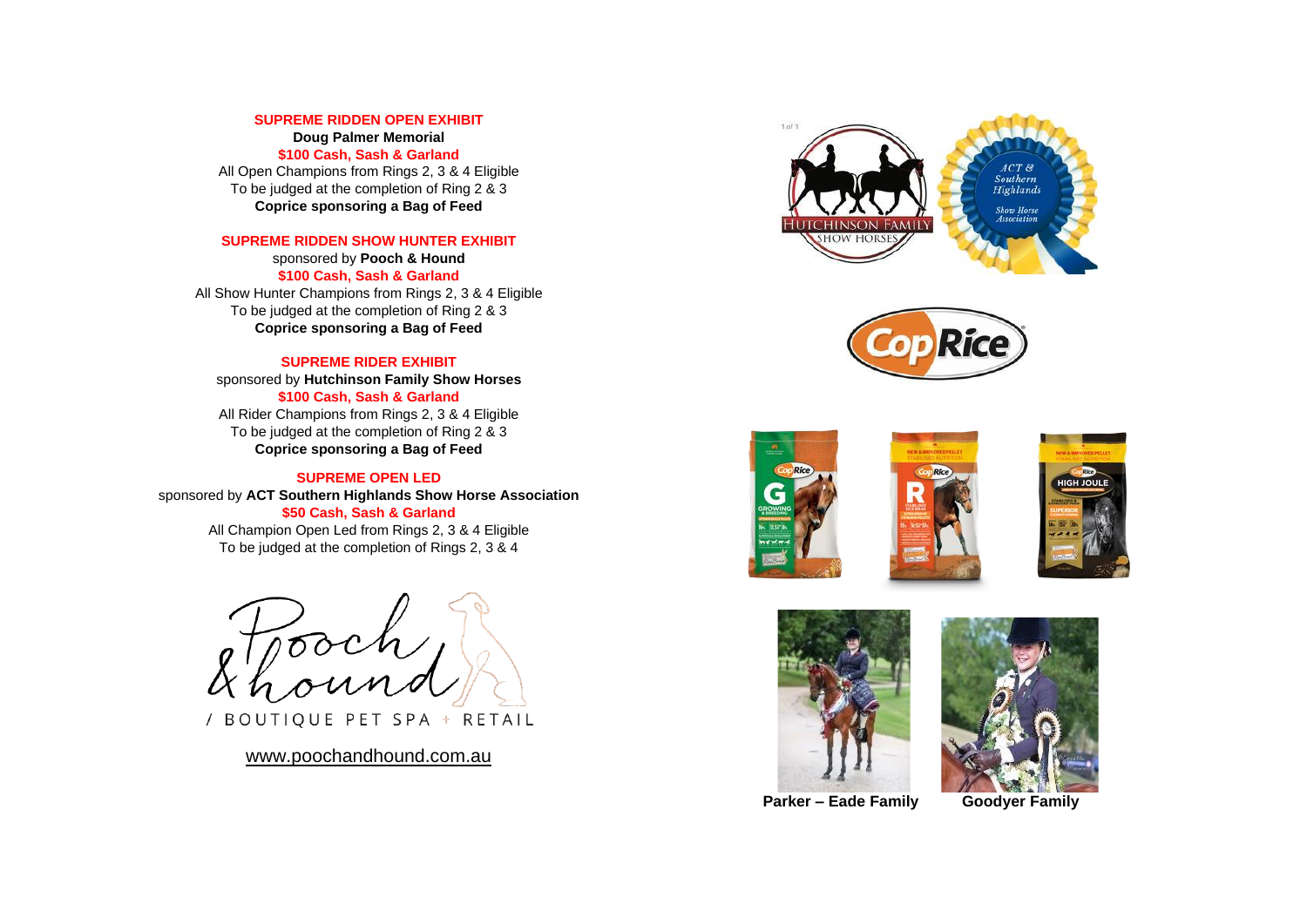**SUPREME RIDDEN OPEN EXHIBIT**

**Doug Palmer Memorial**

**$100 Cash, Sash & Garland**

All Open Champions from Rings 2, 3 & 4 Eligible

To be judged at the completion of Ring 2 & 3

**Coprice sponsoring a Bag of Feed**

**SUPREME RIDDEN SHOW HUNTER EXHIBIT**

sponsored by **Pooch & Hound**

**$100 Cash, Sash & Garland**

All Show Hunter Champions from Rings 2, 3 & 4 Eligible

To be judged at the completion of Ring 2 & 3

**Coprice sponsoring a Bag of Feed**

**SUPREME RIDER EXHIBIT**

sponsored by **Hutchinson Family Show Horses**

**$100 Cash, Sash & Garland**

All Rider Champions from Rings 2, 3 & 4 Eligible

To be judged at the completion of Ring 2 & 3

**Coprice sponsoring a Bag of Feed**

**SUPREME OPEN LED**

sponsored by **ACT Southern Highlands Show Horse Association**

**$50 Cash, Sash & Garland**

All Champion Open Led from Rings 2, 3 & 4 Eligible

To be judged at the completion of Rings 2, 3 & 4

Pooch & hound / BOUTIQUE PET SPA + RETAIL

www.poochandhound.com.au

**Parker – Eade Family** **Goodyer Family**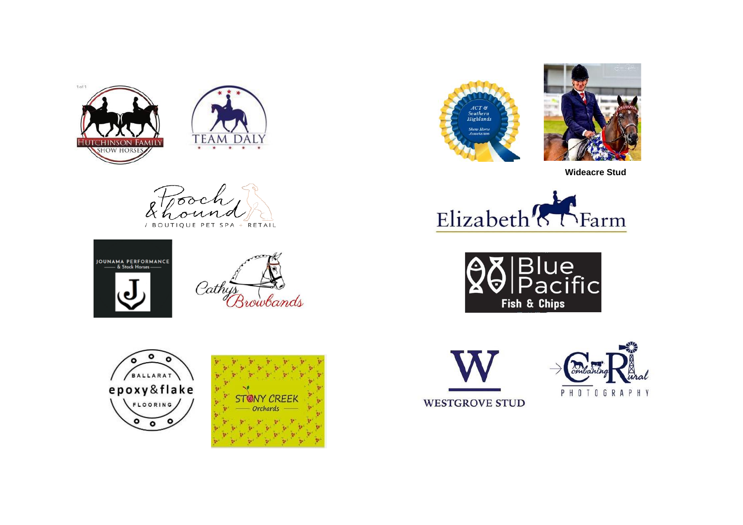Wideacre Stud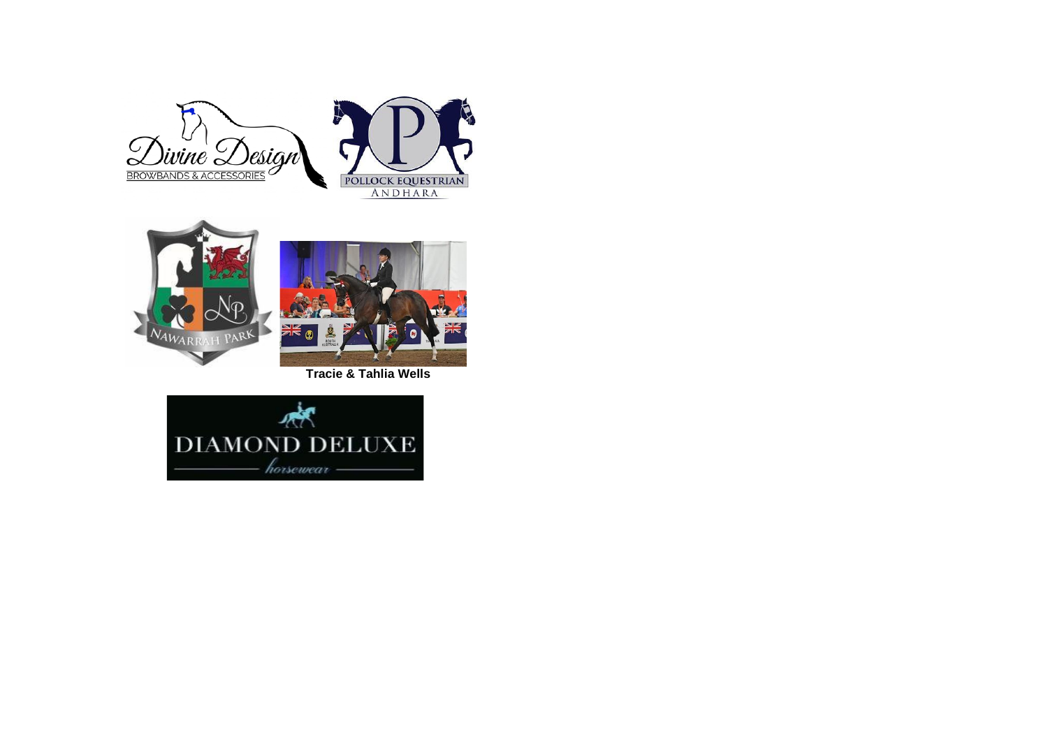Tracie & Tahlia Wells